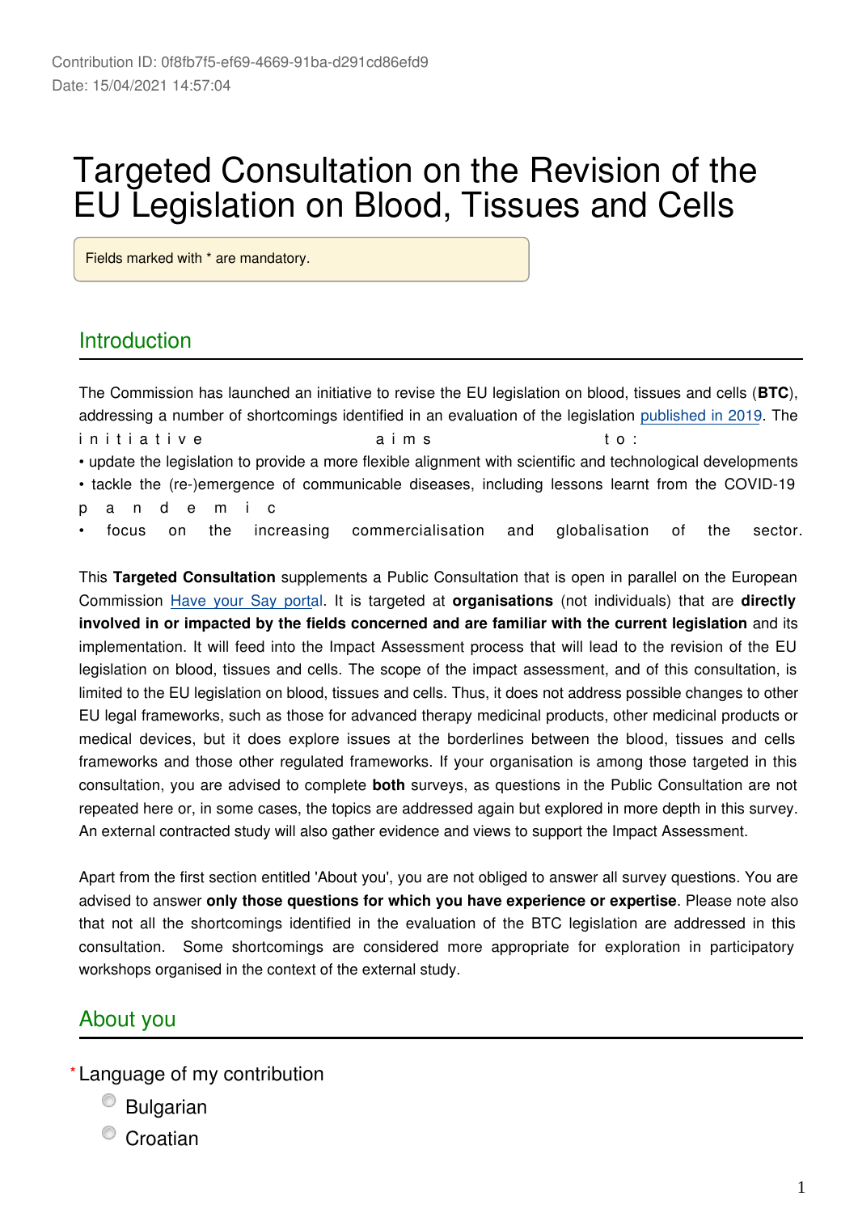Contribution ID: 0f8fb7f5-ef69-4669-91ba-d291cd86efd9
Date: 15/04/2021 14:57:04

# Targeted Consultation on the Revision of the EU Legislation on Blood, Tissues and Cells

Fields marked with * are mandatory.

## Introduction

The Commission has launched an initiative to revise the EU legislation on blood, tissues and cells (**BTC**), addressing a number of shortcomings identified in an evaluation of the legislation published in 2019. The initiative aims to:

- update the legislation to provide a more flexible alignment with scientific and technological developments
- tackle the (re-)emergence of communicable diseases, including lessons learnt from the COVID-19 pandemic
- focus on the increasing commercialisation and globalisation of the sector.

This **Targeted Consultation** supplements a Public Consultation that is open in parallel on the European Commission Have your Say portal. It is targeted at **organisations** (not individuals) that are **directly involved in or impacted by the fields concerned and are familiar with the current legislation** and its implementation. It will feed into the Impact Assessment process that will lead to the revision of the EU legislation on blood, tissues and cells. The scope of the impact assessment, and of this consultation, is limited to the EU legislation on blood, tissues and cells. Thus, it does not address possible changes to other EU legal frameworks, such as those for advanced therapy medicinal products, other medicinal products or medical devices, but it does explore issues at the borderlines between the blood, tissues and cells frameworks and those other regulated frameworks. If your organisation is among those targeted in this consultation, you are advised to complete **both** surveys, as questions in the Public Consultation are not repeated here or, in some cases, the topics are addressed again but explored in more depth in this survey. An external contracted study will also gather evidence and views to support the Impact Assessment.

Apart from the first section entitled 'About you', you are not obliged to answer all survey questions. You are advised to answer **only those questions for which you have experience or expertise**. Please note also that not all the shortcomings identified in the evaluation of the BTC legislation are addressed in this consultation. Some shortcomings are considered more appropriate for exploration in participatory workshops organised in the context of the external study.

## About you

* Language of my contribution
  - Bulgarian
  - Croatian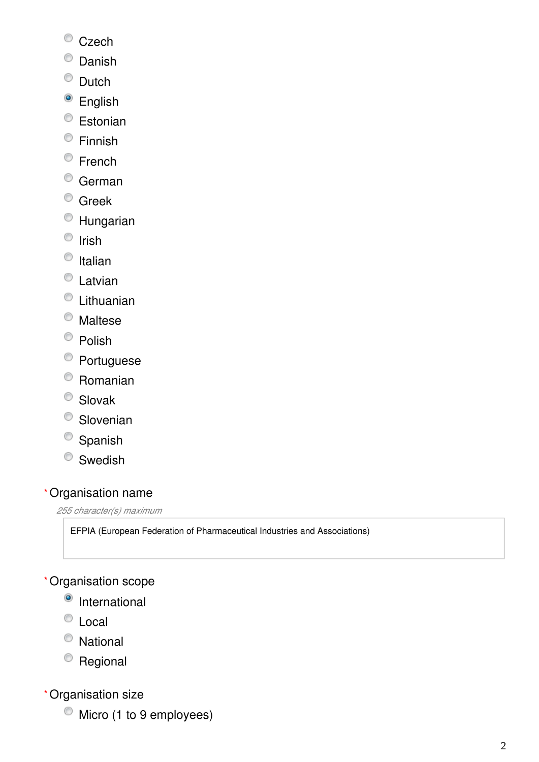- Czech
- Danish
- Dutch
- ● English
- Estonian
- Finnish
- French
- German
- Greek
- Hungarian
- Irish
- Italian
- Latvian
- Lithuanian
- Maltese
- Polish
- Portuguese
- Romanian
- Slovak
- Slovenian
- Spanish
- Swedish

\* Organisation name

*255 character(s) maximum*

EFPIA (European Federation of Pharmaceutical Industries and Associations)

\* Organisation scope

- ● International
- Local
- National
- Regional

\* Organisation size

- Micro (1 to 9 employees)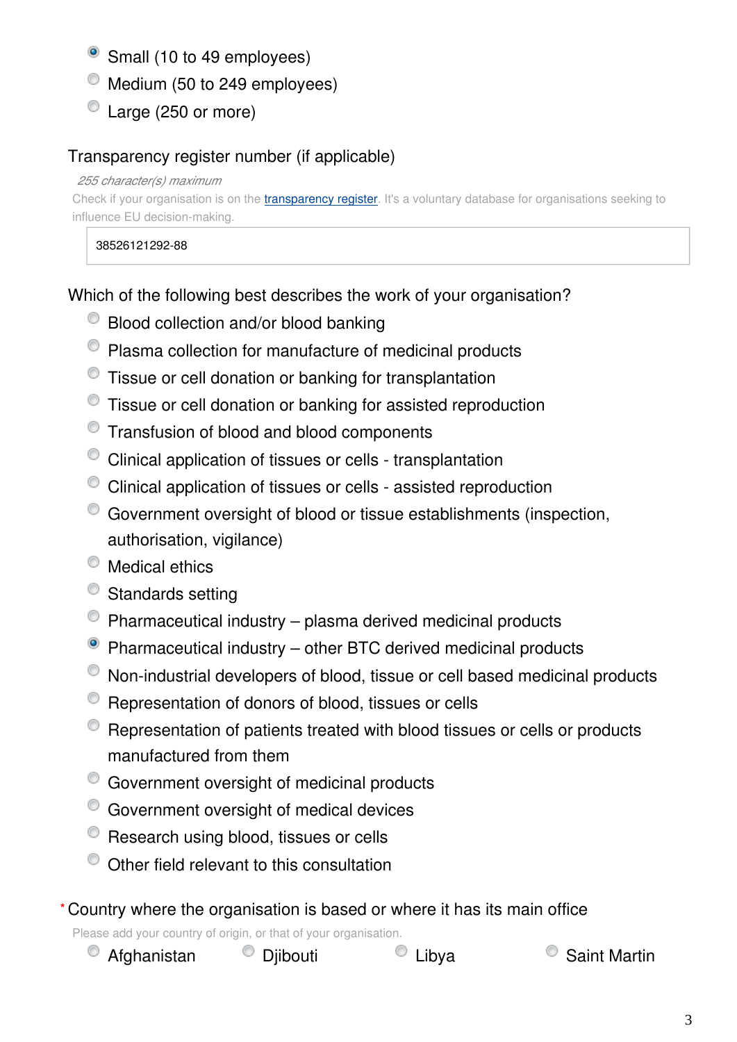- (x) Small (10 to 49 employees)
- ( ) Medium (50 to 249 employees)
- ( ) Large (250 or more)

Transparency register number (if applicable)

*255 character(s) maximum*

Check if your organisation is on the [transparency register](). It's a voluntary database for organisations seeking to influence EU decision-making.

38526121292-88

Which of the following best describes the work of your organisation?

- ( ) Blood collection and/or blood banking
- ( ) Plasma collection for manufacture of medicinal products
- ( ) Tissue or cell donation or banking for transplantation
- ( ) Tissue or cell donation or banking for assisted reproduction
- ( ) Transfusion of blood and blood components
- ( ) Clinical application of tissues or cells - transplantation
- ( ) Clinical application of tissues or cells - assisted reproduction
- ( ) Government oversight of blood or tissue establishments (inspection, authorisation, vigilance)
- ( ) Medical ethics
- ( ) Standards setting
- ( ) Pharmaceutical industry – plasma derived medicinal products
- (x) Pharmaceutical industry – other BTC derived medicinal products
- ( ) Non-industrial developers of blood, tissue or cell based medicinal products
- ( ) Representation of donors of blood, tissues or cells
- ( ) Representation of patients treated with blood tissues or cells or products manufactured from them
- ( ) Government oversight of medicinal products
- ( ) Government oversight of medical devices
- ( ) Research using blood, tissues or cells
- ( ) Other field relevant to this consultation

\* Country where the organisation is based or where it has its main office

Please add your country of origin, or that of your organisation.

- ( ) Afghanistan
- ( ) Djibouti
- ( ) Libya
- ( ) Saint Martin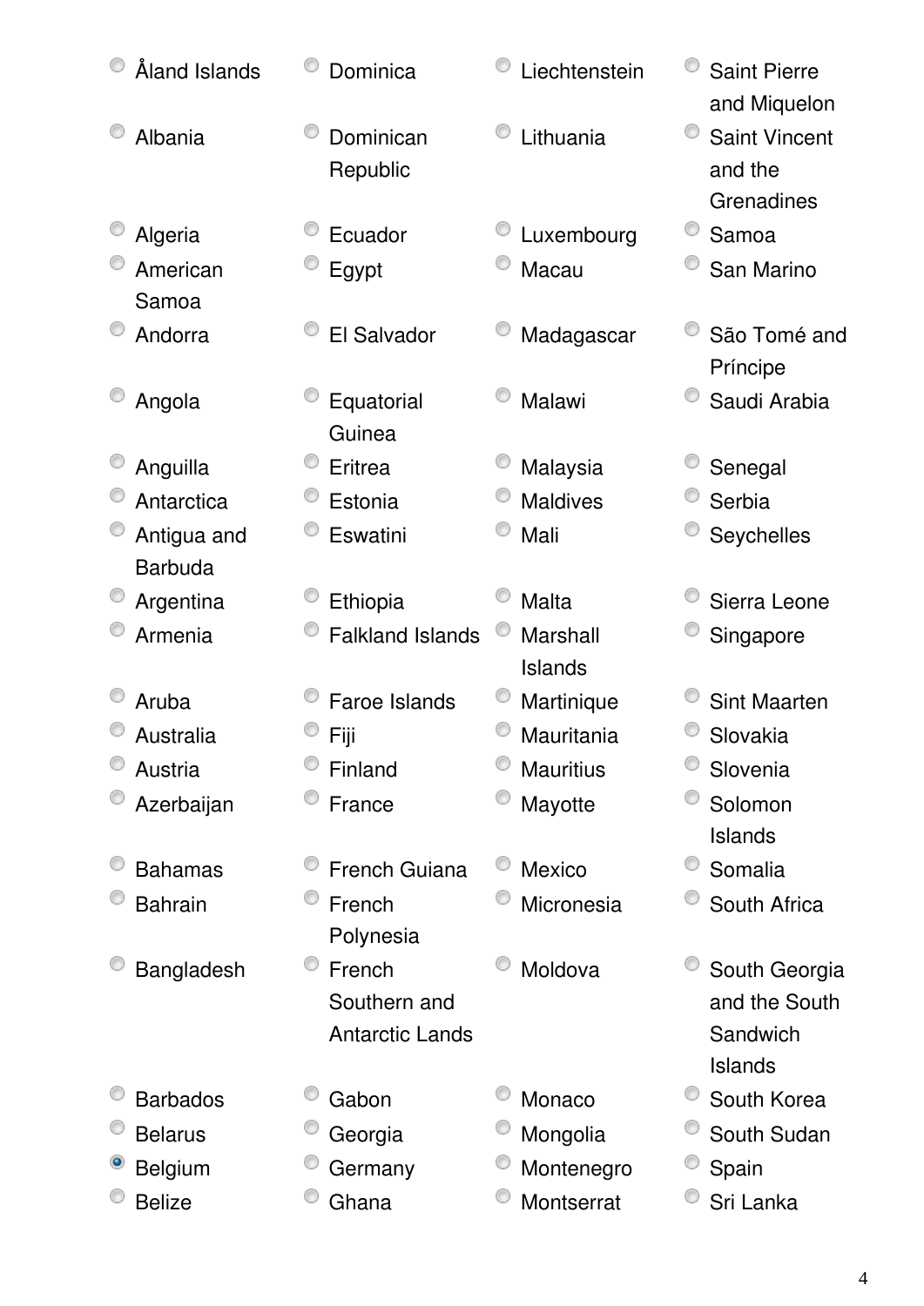- ( ) Åland Islands
- ( ) Albania
- ( ) Algeria
- ( ) American Samoa
- ( ) Andorra
- ( ) Angola
- ( ) Anguilla
- ( ) Antarctica
- ( ) Antigua and Barbuda
- ( ) Argentina
- ( ) Armenia
- ( ) Aruba
- ( ) Australia
- ( ) Austria
- ( ) Azerbaijan
- ( ) Bahamas
- ( ) Bahrain
- ( ) Bangladesh
- ( ) Barbados
- ( ) Belarus
- (x) Belgium
- ( ) Belize
- ( ) Dominica
- ( ) Dominican Republic
- ( ) Ecuador
- ( ) Egypt
- ( ) El Salvador
- ( ) Equatorial Guinea
- ( ) Eritrea
- ( ) Estonia
- ( ) Eswatini
- ( ) Ethiopia
- ( ) Falkland Islands
- ( ) Faroe Islands
- ( ) Fiji
- ( ) Finland
- ( ) France
- ( ) French Guiana
- ( ) French Polynesia
- ( ) French Southern and Antarctic Lands
- ( ) Gabon
- ( ) Georgia
- ( ) Germany
- ( ) Ghana
- ( ) Liechtenstein
- ( ) Lithuania
- ( ) Luxembourg
- ( ) Macau
- ( ) Madagascar
- ( ) Malawi
- ( ) Malaysia
- ( ) Maldives
- ( ) Mali
- ( ) Malta
- ( ) Marshall Islands
- ( ) Martinique
- ( ) Mauritania
- ( ) Mauritius
- ( ) Mayotte
- ( ) Mexico
- ( ) Micronesia
- ( ) Moldova
- ( ) Monaco
- ( ) Mongolia
- ( ) Montenegro
- ( ) Montserrat
- ( ) Saint Pierre and Miquelon
- ( ) Saint Vincent and the Grenadines
- ( ) Samoa
- ( ) San Marino
- ( ) São Tomé and Príncipe
- ( ) Saudi Arabia
- ( ) Senegal
- ( ) Serbia
- ( ) Seychelles
- ( ) Sierra Leone
- ( ) Singapore
- ( ) Sint Maarten
- ( ) Slovakia
- ( ) Slovenia
- ( ) Solomon Islands
- ( ) Somalia
- ( ) South Africa
- ( ) South Georgia and the South Sandwich Islands
- ( ) South Korea
- ( ) South Sudan
- ( ) Spain
- ( ) Sri Lanka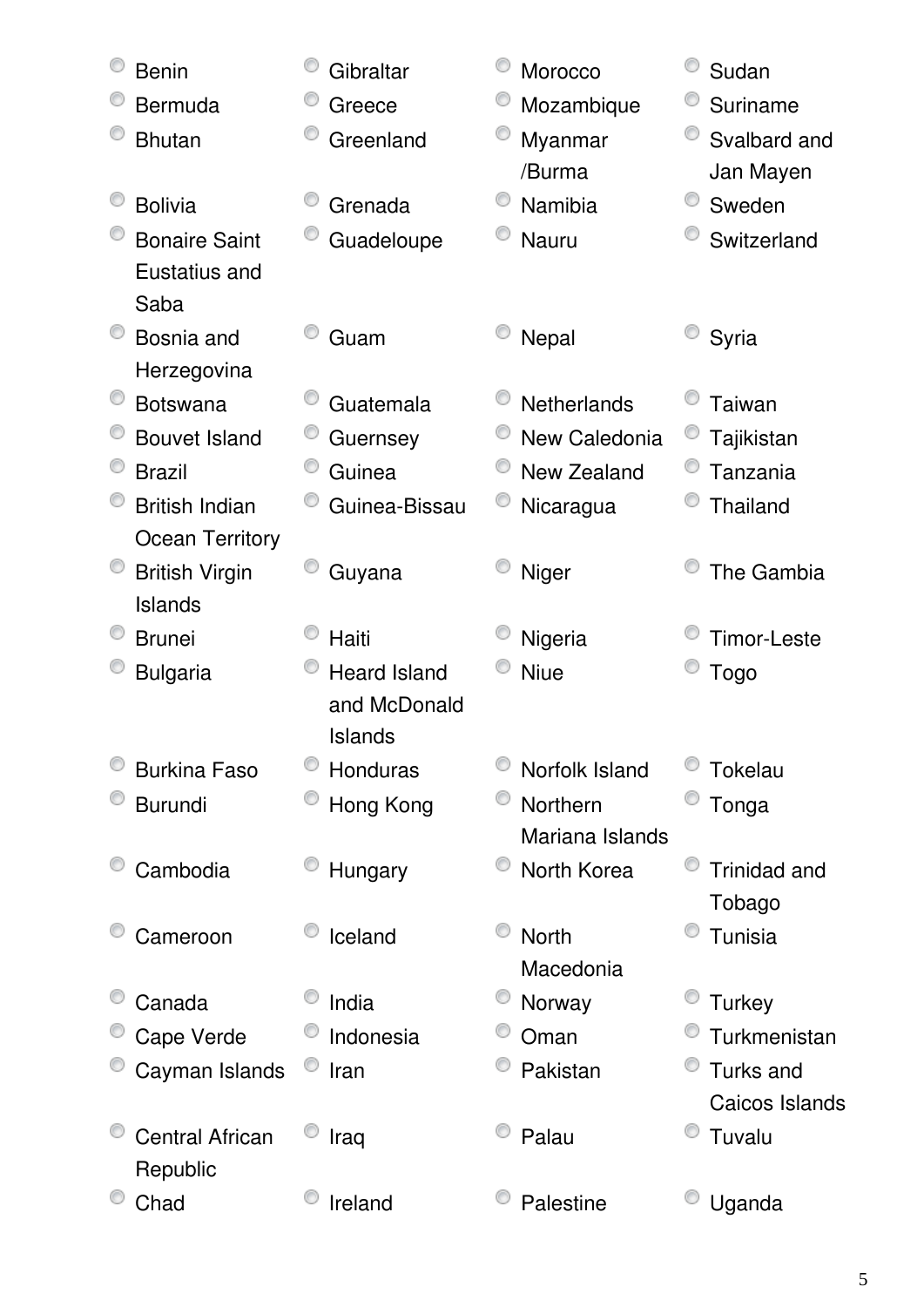- Benin
- Bermuda
- Bhutan
- Bolivia
- Bonaire Saint Eustatius and Saba
- Bosnia and Herzegovina
- Botswana
- Bouvet Island
- Brazil
- British Indian Ocean Territory
- British Virgin Islands
- Brunei
- Bulgaria
- Burkina Faso
- Burundi
- Cambodia
- Cameroon
- Canada
- Cape Verde
- Cayman Islands
- Central African Republic
- Chad
- Gibraltar
- Greece
- Greenland
- Grenada
- Guadeloupe
- Guam
- Guatemala
- Guernsey
- Guinea
- Guinea-Bissau
- Guyana
- Haiti
- Heard Island and McDonald Islands
- Honduras
- Hong Kong
- Hungary
- Iceland
- India
- Indonesia
- Iran
- Iraq
- Ireland
- Morocco
- Mozambique
- Myanmar /Burma
- Namibia
- Nauru
- Nepal
- Netherlands
- New Caledonia
- New Zealand
- Nicaragua
- Niger
- Nigeria
- Niue
- Norfolk Island
- Northern Mariana Islands
- North Korea
- North Macedonia
- Norway
- Oman
- Pakistan
- Palau
- Palestine
- Sudan
- Suriname
- Svalbard and Jan Mayen
- Sweden
- Switzerland
- Syria
- Taiwan
- Tajikistan
- Tanzania
- Thailand
- The Gambia
- Timor-Leste
- Togo
- Tokelau
- Tonga
- Trinidad and Tobago
- Tunisia
- Turkey
- Turkmenistan
- Turks and Caicos Islands
- Tuvalu
- Uganda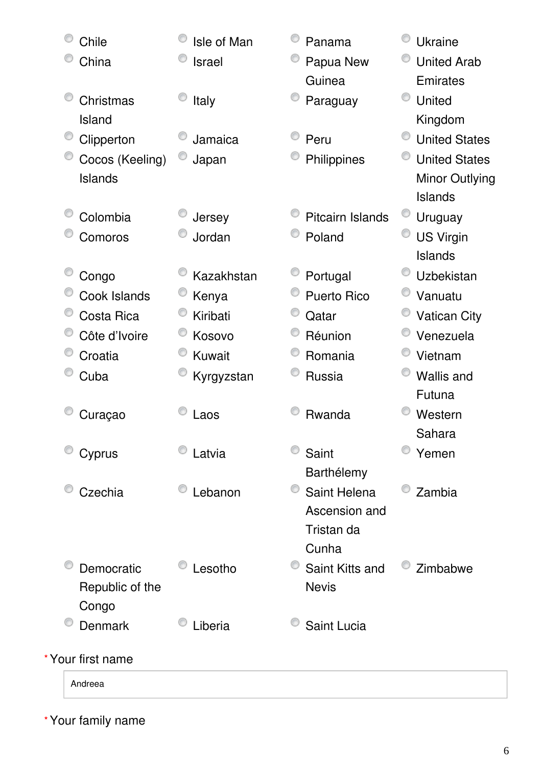- Chile
- China
- Christmas Island
- Clipperton
- Cocos (Keeling) Islands
- Colombia
- Comoros
- Congo
- Cook Islands
- Costa Rica
- Côte d'Ivoire
- Croatia
- Cuba
- Curaçao
- Cyprus
- Czechia
- Democratic Republic of the Congo
- Denmark
- Isle of Man
- Israel
- Italy
- Jamaica
- Japan
- Jersey
- Jordan
- Kazakhstan
- Kenya
- Kiribati
- Kosovo
- Kuwait
- Kyrgyzstan
- Laos
- Latvia
- Lebanon
- Lesotho
- Liberia
- Panama
- Papua New Guinea
- Paraguay
- Peru
- Philippines
- Pitcairn Islands
- Poland
- Portugal
- Puerto Rico
- Qatar
- Réunion
- Romania
- Russia
- Rwanda
- Saint Barthélemy
- Saint Helena Ascension and Tristan da Cunha
- Saint Kitts and Nevis
- Saint Lucia
- Ukraine
- United Arab Emirates
- United Kingdom
- United States
- United States Minor Outlying Islands
- Uruguay
- US Virgin Islands
- Uzbekistan
- Vanuatu
- Vatican City
- Venezuela
- Vietnam
- Wallis and Futuna
- Western Sahara
- Yemen
- Zambia
- Zimbabwe

* Your first name

Andreea

* Your family name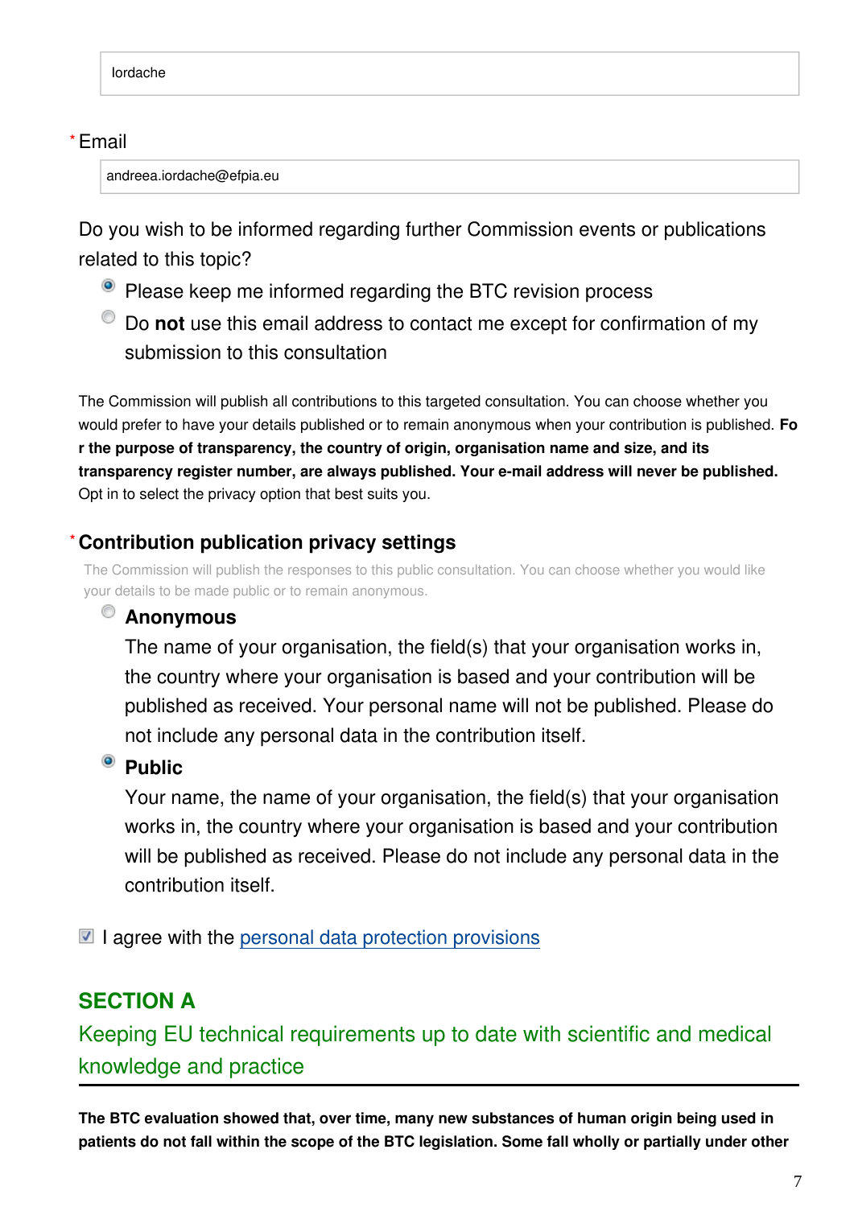Iordache

\* Email

andreea.iordache@efpia.eu

Do you wish to be informed regarding further Commission events or publications related to this topic?

- ◉ Please keep me informed regarding the BTC revision process
- ○ Do **not** use this email address to contact me except for confirmation of my submission to this consultation

The Commission will publish all contributions to this targeted consultation. You can choose whether you would prefer to have your details published or to remain anonymous when your contribution is published. **For the purpose of transparency, the country of origin, organisation name and size, and its transparency register number, are always published. Your e-mail address will never be published.** Opt in to select the privacy option that best suits you.

\* **Contribution publication privacy settings**

The Commission will publish the responses to this public consultation. You can choose whether you would like your details to be made public or to remain anonymous.

- ○ **Anonymous**
  The name of your organisation, the field(s) that your organisation works in, the country where your organisation is based and your contribution will be published as received. Your personal name will not be published. Please do not include any personal data in the contribution itself.
- ◉ **Public**
  Your name, the name of your organisation, the field(s) that your organisation works in, the country where your organisation is based and your contribution will be published as received. Please do not include any personal data in the contribution itself.

☑ I agree with the personal data protection provisions

## SECTION A

### Keeping EU technical requirements up to date with scientific and medical knowledge and practice

**The BTC evaluation showed that, over time, many new substances of human origin being used in patients do not fall within the scope of the BTC legislation. Some fall wholly or partially under other**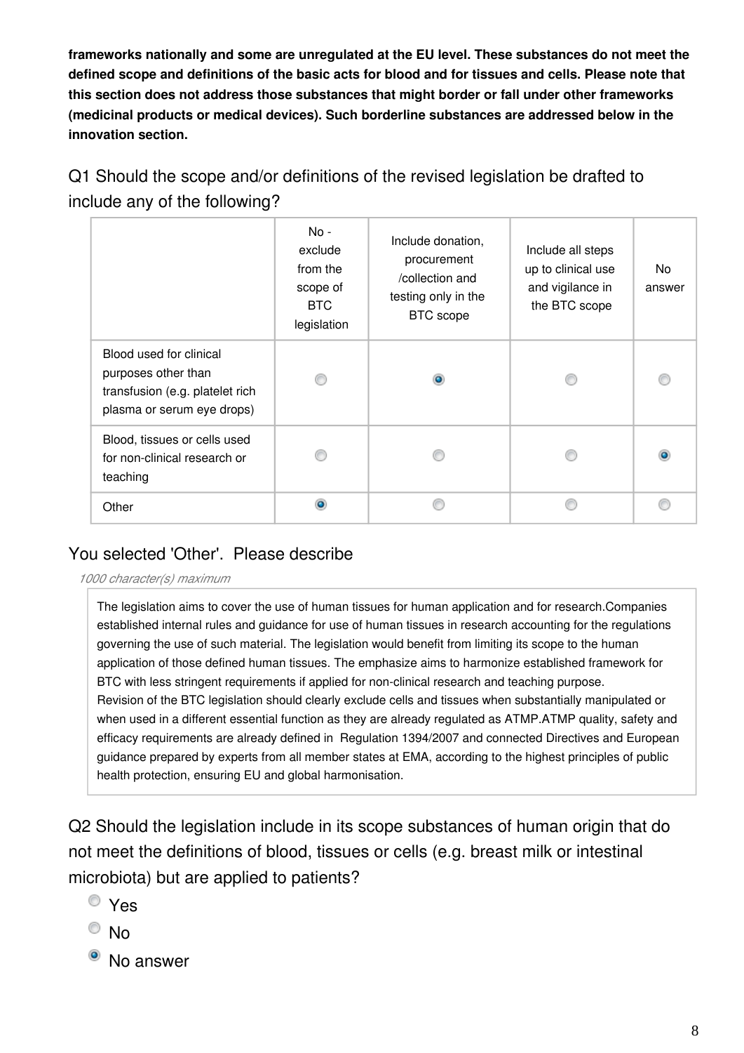**frameworks nationally and some are unregulated at the EU level. These substances do not meet the defined scope and definitions of the basic acts for blood and for tissues and cells. Please note that this section does not address those substances that might border or fall under other frameworks (medicinal products or medical devices). Such borderline substances are addressed below in the innovation section.**

## Q1 Should the scope and/or definitions of the revised legislation be drafted to include any of the following?

| | No - exclude from the scope of BTC legislation | Include donation, procurement /collection and testing only in the BTC scope | Include all steps up to clinical use and vigilance in the BTC scope | No answer |
|---|---|---|---|---|
| Blood used for clinical purposes other than transfusion (e.g. platelet rich plasma or serum eye drops) | ○ | ● | ○ | ○ |
| Blood, tissues or cells used for non-clinical research or teaching | ○ | ○ | ○ | ● |
| Other | ● | ○ | ○ | ○ |

## You selected 'Other'. Please describe

*1000 character(s) maximum*

The legislation aims to cover the use of human tissues for human application and for research.Companies established internal rules and guidance for use of human tissues in research accounting for the regulations governing the use of such material. The legislation would benefit from limiting its scope to the human application of those defined human tissues. The emphasize aims to harmonize established framework for BTC with less stringent requirements if applied for non-clinical research and teaching purpose.
Revision of the BTC legislation should clearly exclude cells and tissues when substantially manipulated or when used in a different essential function as they are already regulated as ATMP.ATMP quality, safety and efficacy requirements are already defined in Regulation 1394/2007 and connected Directives and European guidance prepared by experts from all member states at EMA, according to the highest principles of public health protection, ensuring EU and global harmonisation.

## Q2 Should the legislation include in its scope substances of human origin that do not meet the definitions of blood, tissues or cells (e.g. breast milk or intestinal microbiota) but are applied to patients?

- ○ Yes
- ○ No
- ● No answer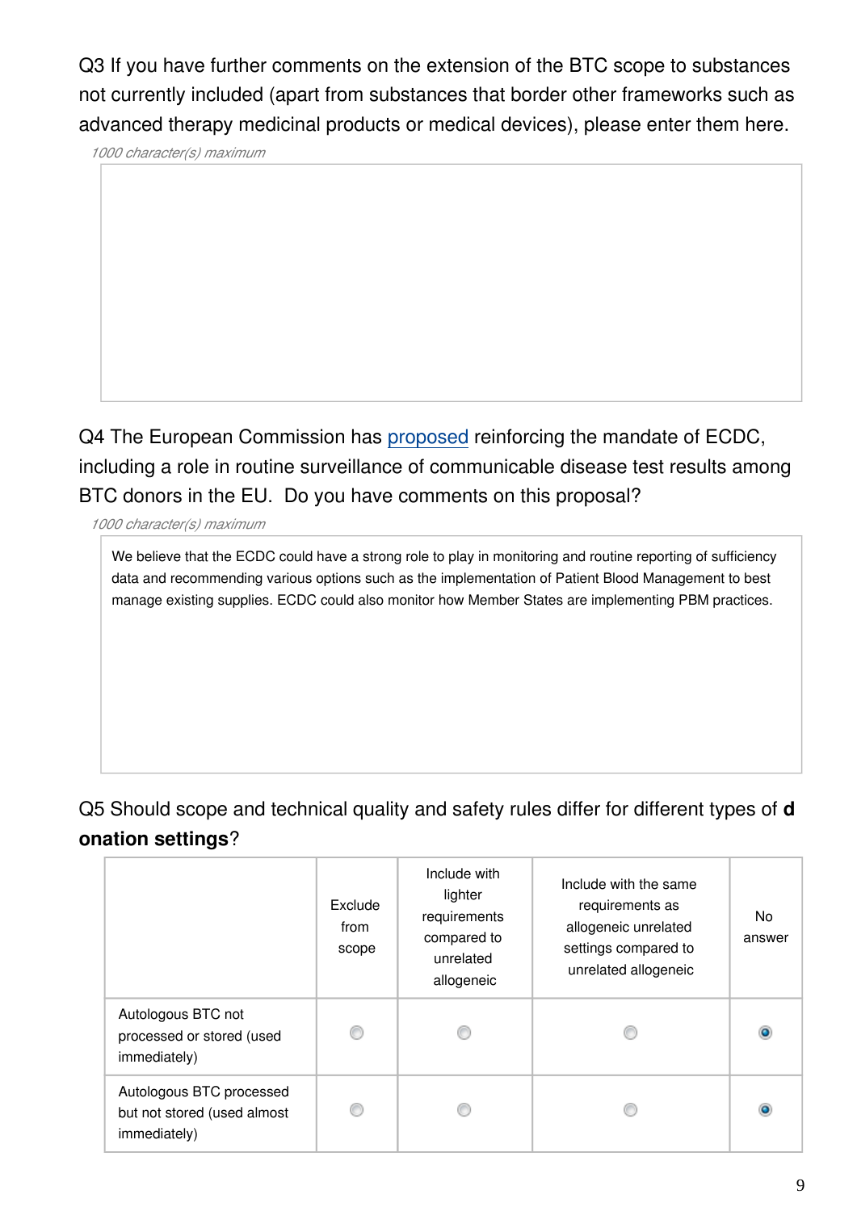Q3 If you have further comments on the extension of the BTC scope to substances not currently included (apart from substances that border other frameworks such as advanced therapy medicinal products or medical devices), please enter them here.

*1000 character(s) maximum*

Q4 The European Commission has proposed reinforcing the mandate of ECDC, including a role in routine surveillance of communicable disease test results among BTC donors in the EU. Do you have comments on this proposal?

*1000 character(s) maximum*

We believe that the ECDC could have a strong role to play in monitoring and routine reporting of sufficiency data and recommending various options such as the implementation of Patient Blood Management to best manage existing supplies. ECDC could also monitor how Member States are implementing PBM practices.

Q5 Should scope and technical quality and safety rules differ for different types of **donation settings**?

| | Exclude from scope | Include with lighter requirements compared to unrelated allogeneic | Include with the same requirements as allogeneic unrelated settings compared to unrelated allogeneic | No answer |
|---|---|---|---|---|
| Autologous BTC not processed or stored (used immediately) | | | | X |
| Autologous BTC processed but not stored (used almost immediately) | | | | X |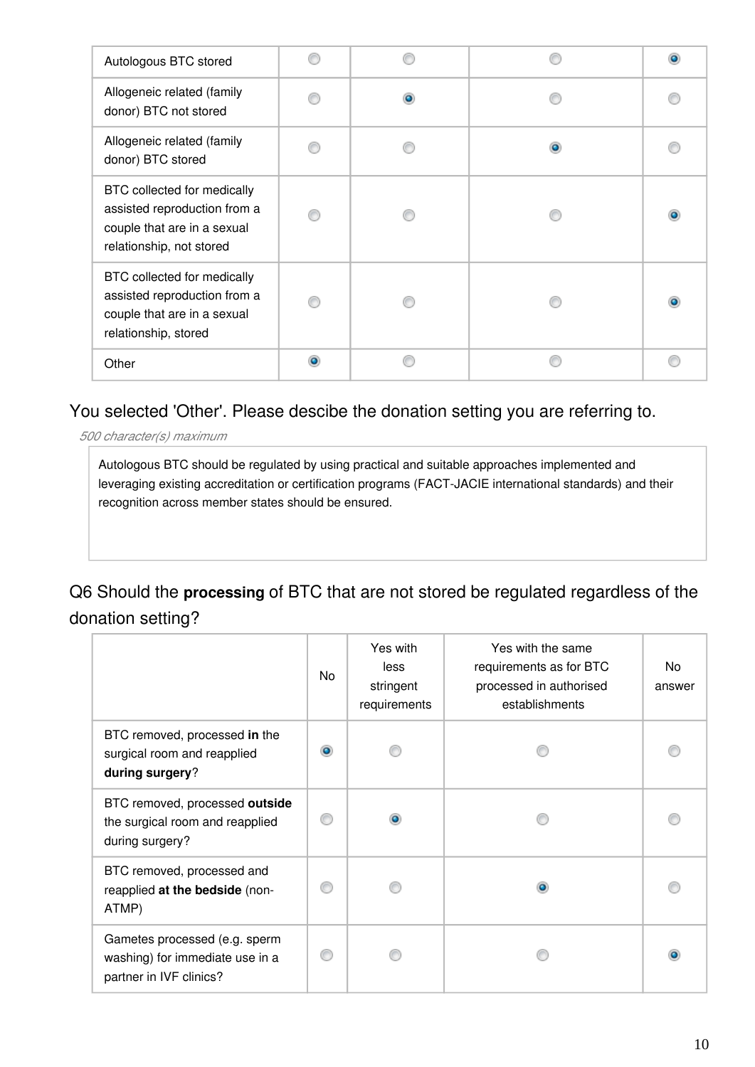| | | | | |
|---|---|---|---|---|
| Autologous BTC stored | ○ | ○ | ○ | ● |
| Allogeneic related (family donor) BTC not stored | ○ | ● | ○ | ○ |
| Allogeneic related (family donor) BTC stored | ○ | ○ | ● | ○ |
| BTC collected for medically assisted reproduction from a couple that are in a sexual relationship, not stored | ○ | ○ | ○ | ● |
| BTC collected for medically assisted reproduction from a couple that are in a sexual relationship, stored | ○ | ○ | ○ | ● |
| Other | ● | ○ | ○ | ○ |

You selected 'Other'. Please descibe the donation setting you are referring to.

*500 character(s) maximum*

Autologous BTC should be regulated by using practical and suitable approaches implemented and leveraging existing accreditation or certification programs (FACT-JACIE international standards) and their recognition across member states should be ensured.

Q6 Should the **processing** of BTC that are not stored be regulated regardless of the donation setting?

| | No | Yes with less stringent requirements | Yes with the same requirements as for BTC processed in authorised establishments | No answer |
|---|---|---|---|---|
| BTC removed, processed **in** the surgical room and reapplied **during surgery**? | ● | ○ | ○ | ○ |
| BTC removed, processed **outside** the surgical room and reapplied during surgery? | ○ | ● | ○ | ○ |
| BTC removed, processed and reapplied **at the bedside** (non-ATMP) | ○ | ○ | ● | ○ |
| Gametes processed (e.g. sperm washing) for immediate use in a partner in IVF clinics? | ○ | ○ | ○ | ● |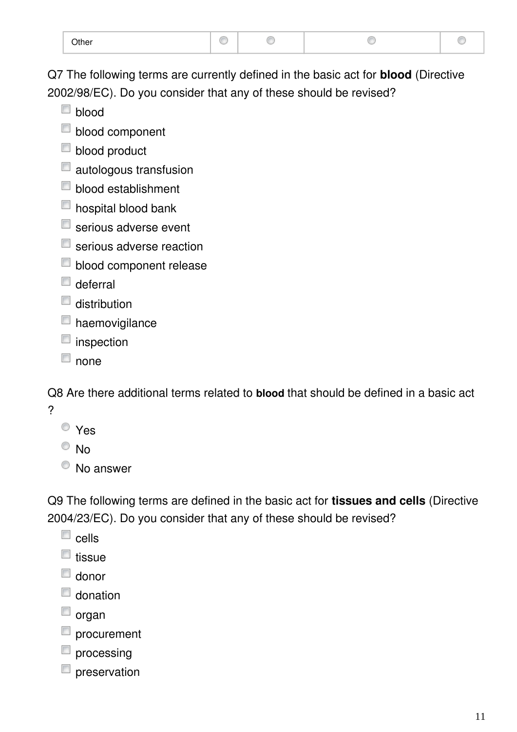| Other | ◯ | ◯ | ◯ | ◯ |
|---|---|---|---|---|

Q7 The following terms are currently defined in the basic act for **blood** (Directive 2002/98/EC). Do you consider that any of these should be revised?

- ☐ blood
- ☐ blood component
- ☐ blood product
- ☐ autologous transfusion
- ☐ blood establishment
- ☐ hospital blood bank
- ☐ serious adverse event
- ☐ serious adverse reaction
- ☐ blood component release
- ☐ deferral
- ☐ distribution
- ☐ haemovigilance
- ☐ inspection
- ☐ none

Q8 Are there additional terms related to **blood** that should be defined in a basic act ?

- ◯ Yes
- ◯ No
- ◯ No answer

Q9 The following terms are defined in the basic act for **tissues and cells** (Directive 2004/23/EC). Do you consider that any of these should be revised?

- ☐ cells
- ☐ tissue
- ☐ donor
- ☐ donation
- ☐ organ
- ☐ procurement
- ☐ processing
- ☐ preservation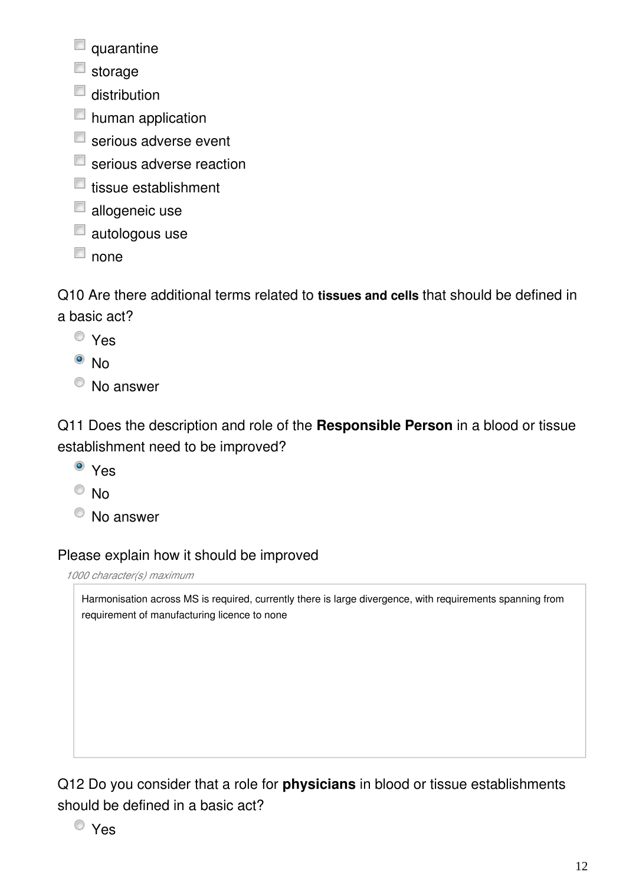- [ ] quarantine
- [ ] storage
- [ ] distribution
- [ ] human application
- [ ] serious adverse event
- [ ] serious adverse reaction
- [ ] tissue establishment
- [ ] allogeneic use
- [ ] autologous use
- [ ] none

Q10 Are there additional terms related to **tissues and cells** that should be defined in a basic act?

- ○ Yes
- ● No
- ○ No answer

Q11 Does the description and role of the **Responsible Person** in a blood or tissue establishment need to be improved?

- ● Yes
- ○ No
- ○ No answer

Please explain how it should be improved

*1000 character(s) maximum*

> Harmonisation across MS is required, currently there is large divergence, with requirements spanning from requirement of manufacturing licence to none

Q12 Do you consider that a role for **physicians** in blood or tissue establishments should be defined in a basic act?

- ○ Yes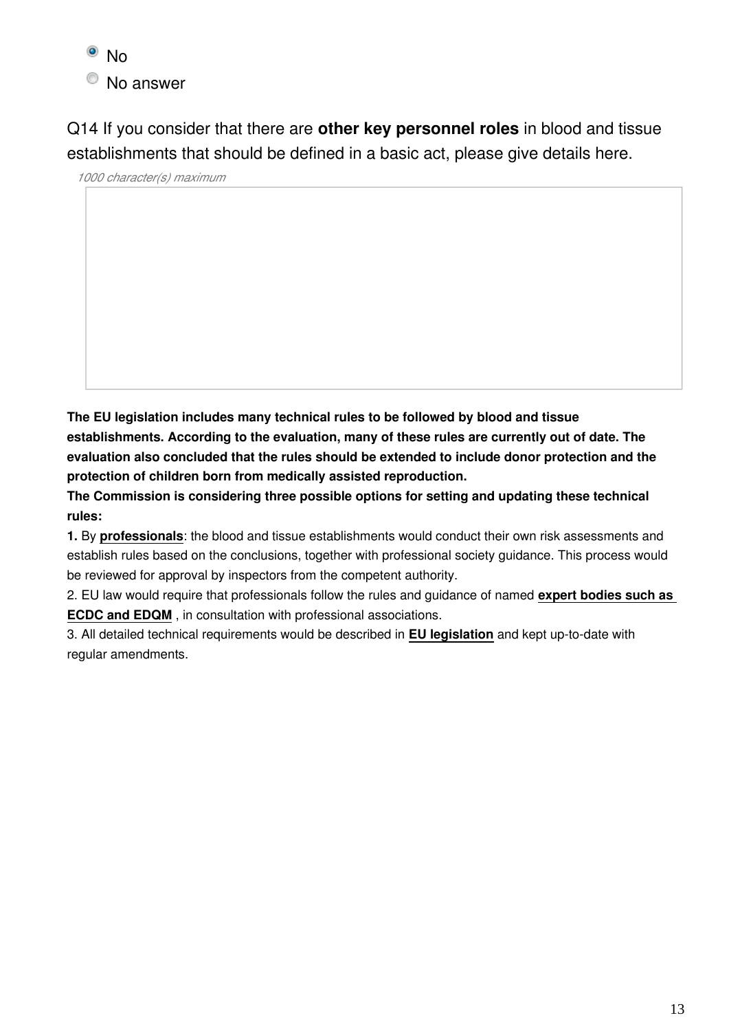- (selected) No
- No answer

Q14 If you consider that there are **other key personnel roles** in blood and tissue establishments that should be defined in a basic act, please give details here.

*1000 character(s) maximum*

**The EU legislation includes many technical rules to be followed by blood and tissue establishments. According to the evaluation, many of these rules are currently out of date. The evaluation also concluded that the rules should be extended to include donor protection and the protection of children born from medically assisted reproduction.**

**The Commission is considering three possible options for setting and updating these technical rules:**

**1.** By **professionals**: the blood and tissue establishments would conduct their own risk assessments and establish rules based on the conclusions, together with professional society guidance. This process would be reviewed for approval by inspectors from the competent authority.

2. EU law would require that professionals follow the rules and guidance of named **expert bodies such as ECDC and EDQM** , in consultation with professional associations.

3. All detailed technical requirements would be described in **EU legislation** and kept up-to-date with regular amendments.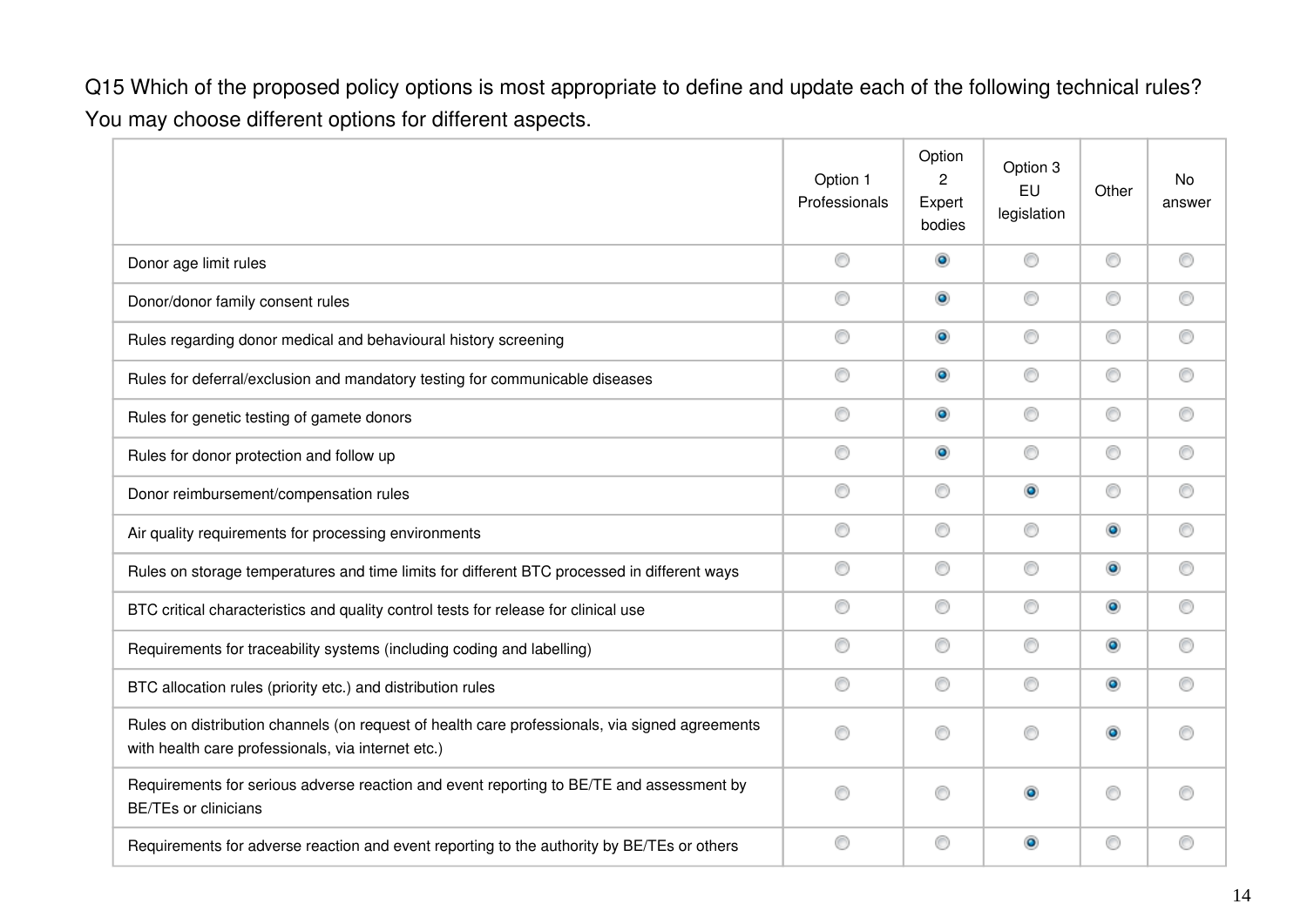Q15 Which of the proposed policy options is most appropriate to define and update each of the following technical rules? You may choose different options for different aspects.

| | Option 1 Professionals | Option 2 Expert bodies | Option 3 EU legislation | Other | No answer |
|---|---|---|---|---|---|
| Donor age limit rules | | X | | | |
| Donor/donor family consent rules | | X | | | |
| Rules regarding donor medical and behavioural history screening | | X | | | |
| Rules for deferral/exclusion and mandatory testing for communicable diseases | | X | | | |
| Rules for genetic testing of gamete donors | | X | | | |
| Rules for donor protection and follow up | | X | | | |
| Donor reimbursement/compensation rules | | | X | | |
| Air quality requirements for processing environments | | | | X | |
| Rules on storage temperatures and time limits for different BTC processed in different ways | | | | X | |
| BTC critical characteristics and quality control tests for release for clinical use | | | | X | |
| Requirements for traceability systems (including coding and labelling) | | | | X | |
| BTC allocation rules (priority etc.) and distribution rules | | | | X | |
| Rules on distribution channels (on request of health care professionals, via signed agreements with health care professionals, via internet etc.) | | | | X | |
| Requirements for serious adverse reaction and event reporting to BE/TE and assessment by BE/TEs or clinicians | | | X | | |
| Requirements for adverse reaction and event reporting to the authority by BE/TEs or others | | | X | | |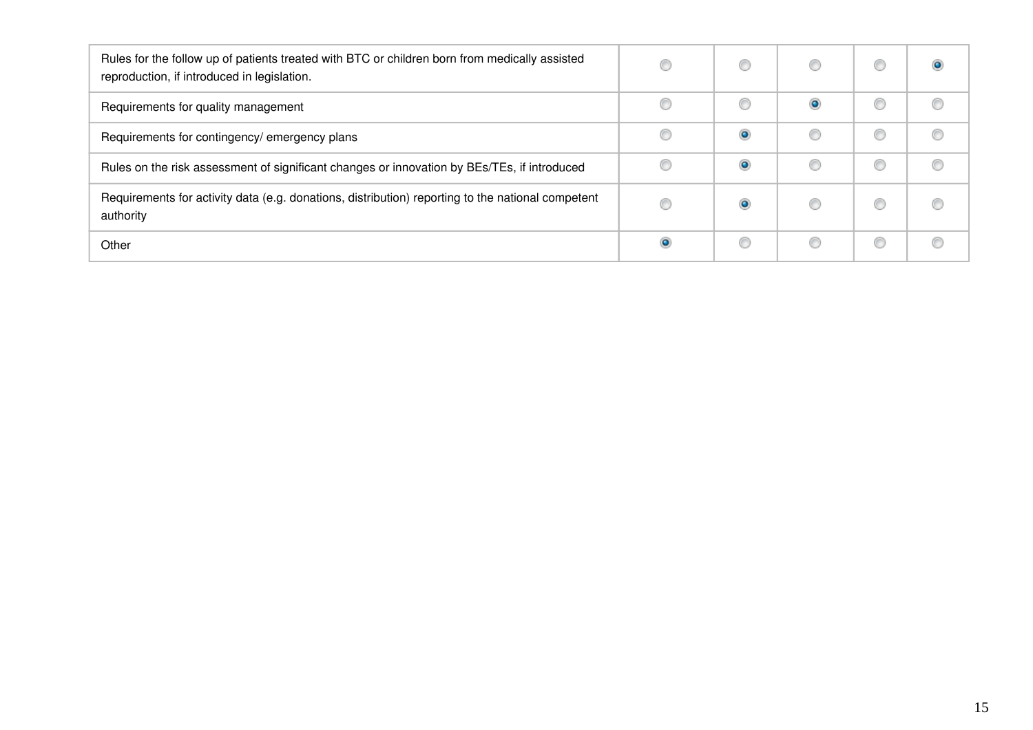| | | | | | |
|---|---|---|---|---|---|
| Rules for the follow up of patients treated with BTC or children born from medically assisted reproduction, if introduced in legislation. | ○ | ○ | ○ | ○ | ● |
| Requirements for quality management | ○ | ○ | ● | ○ | ○ |
| Requirements for contingency/ emergency plans | ○ | ● | ○ | ○ | ○ |
| Rules on the risk assessment of significant changes or innovation by BEs/TEs, if introduced | ○ | ● | ○ | ○ | ○ |
| Requirements for activity data (e.g. donations, distribution) reporting to the national competent authority | ○ | ● | ○ | ○ | ○ |
| Other | ● | ○ | ○ | ○ | ○ |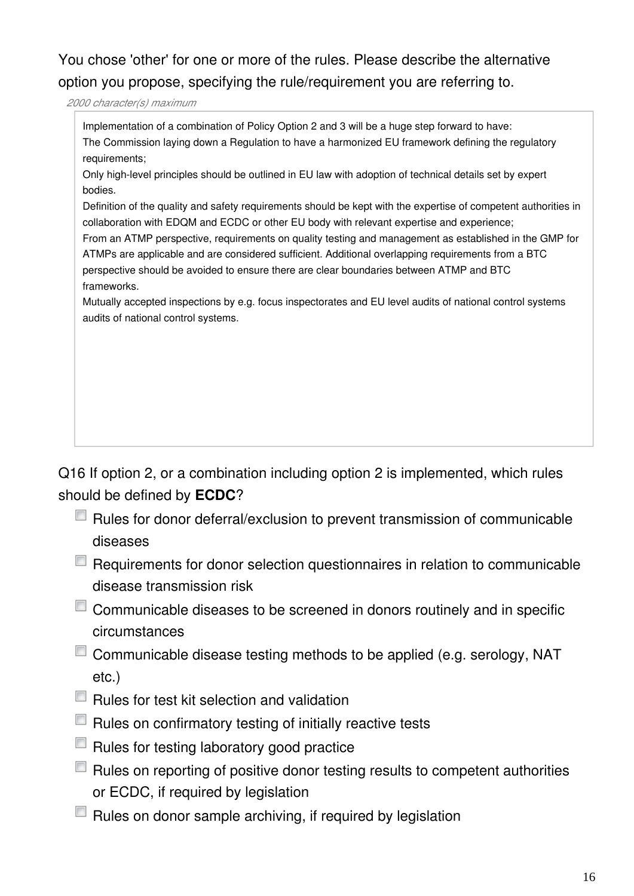You chose 'other' for one or more of the rules. Please describe the alternative option you propose, specifying the rule/requirement you are referring to.

*2000 character(s) maximum*

Implementation of a combination of Policy Option 2 and 3 will be a huge step forward to have:
The Commission laying down a Regulation to have a harmonized EU framework defining the regulatory requirements;
Only high-level principles should be outlined in EU law with adoption of technical details set by expert bodies.
Definition of the quality and safety requirements should be kept with the expertise of competent authorities in collaboration with EDQM and ECDC or other EU body with relevant expertise and experience;
From an ATMP perspective, requirements on quality testing and management as established in the GMP for ATMPs are applicable and are considered sufficient. Additional overlapping requirements from a BTC perspective should be avoided to ensure there are clear boundaries between ATMP and BTC frameworks.
Mutually accepted inspections by e.g. focus inspectorates and EU level audits of national control systems audits of national control systems.

Q16 If option 2, or a combination including option 2 is implemented, which rules should be defined by **ECDC**?

- [ ] Rules for donor deferral/exclusion to prevent transmission of communicable diseases
- [ ] Requirements for donor selection questionnaires in relation to communicable disease transmission risk
- [ ] Communicable diseases to be screened in donors routinely and in specific circumstances
- [ ] Communicable disease testing methods to be applied (e.g. serology, NAT etc.)
- [ ] Rules for test kit selection and validation
- [ ] Rules on confirmatory testing of initially reactive tests
- [ ] Rules for testing laboratory good practice
- [ ] Rules on reporting of positive donor testing results to competent authorities or ECDC, if required by legislation
- [ ] Rules on donor sample archiving, if required by legislation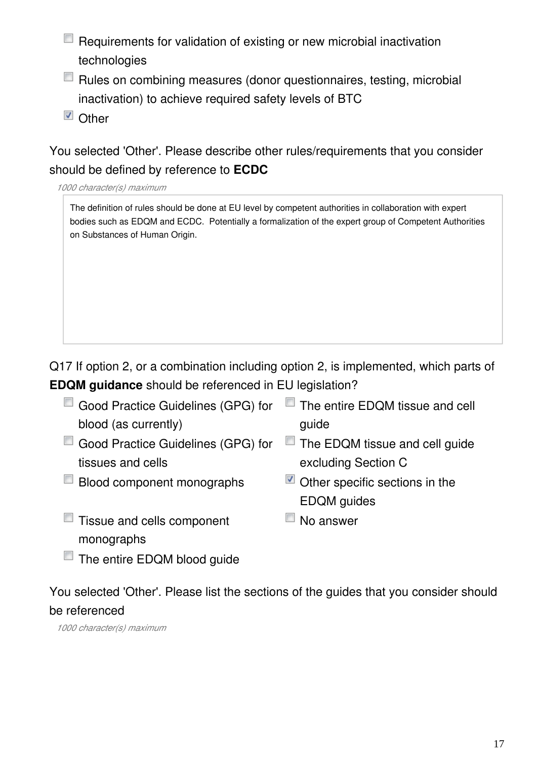- [ ] Requirements for validation of existing or new microbial inactivation technologies
- [ ] Rules on combining measures (donor questionnaires, testing, microbial inactivation) to achieve required safety levels of BTC
- [x] Other

You selected 'Other'. Please describe other rules/requirements that you consider should be defined by reference to **ECDC**

*1000 character(s) maximum*

The definition of rules should be done at EU level by competent authorities in collaboration with expert bodies such as EDQM and ECDC. Potentially a formalization of the expert group of Competent Authorities on Substances of Human Origin.

Q17 If option 2, or a combination including option 2, is implemented, which parts of **EDQM guidance** should be referenced in EU legislation?

- [ ] Good Practice Guidelines (GPG) for blood (as currently)
- [ ] Good Practice Guidelines (GPG) for tissues and cells
- [ ] Blood component monographs
- [ ] Tissue and cells component monographs
- [ ] The entire EDQM blood guide
- [ ] The entire EDQM tissue and cell guide
- [ ] The EDQM tissue and cell guide excluding Section C
- [x] Other specific sections in the EDQM guides
- [ ] No answer

You selected 'Other'. Please list the sections of the guides that you consider should be referenced

*1000 character(s) maximum*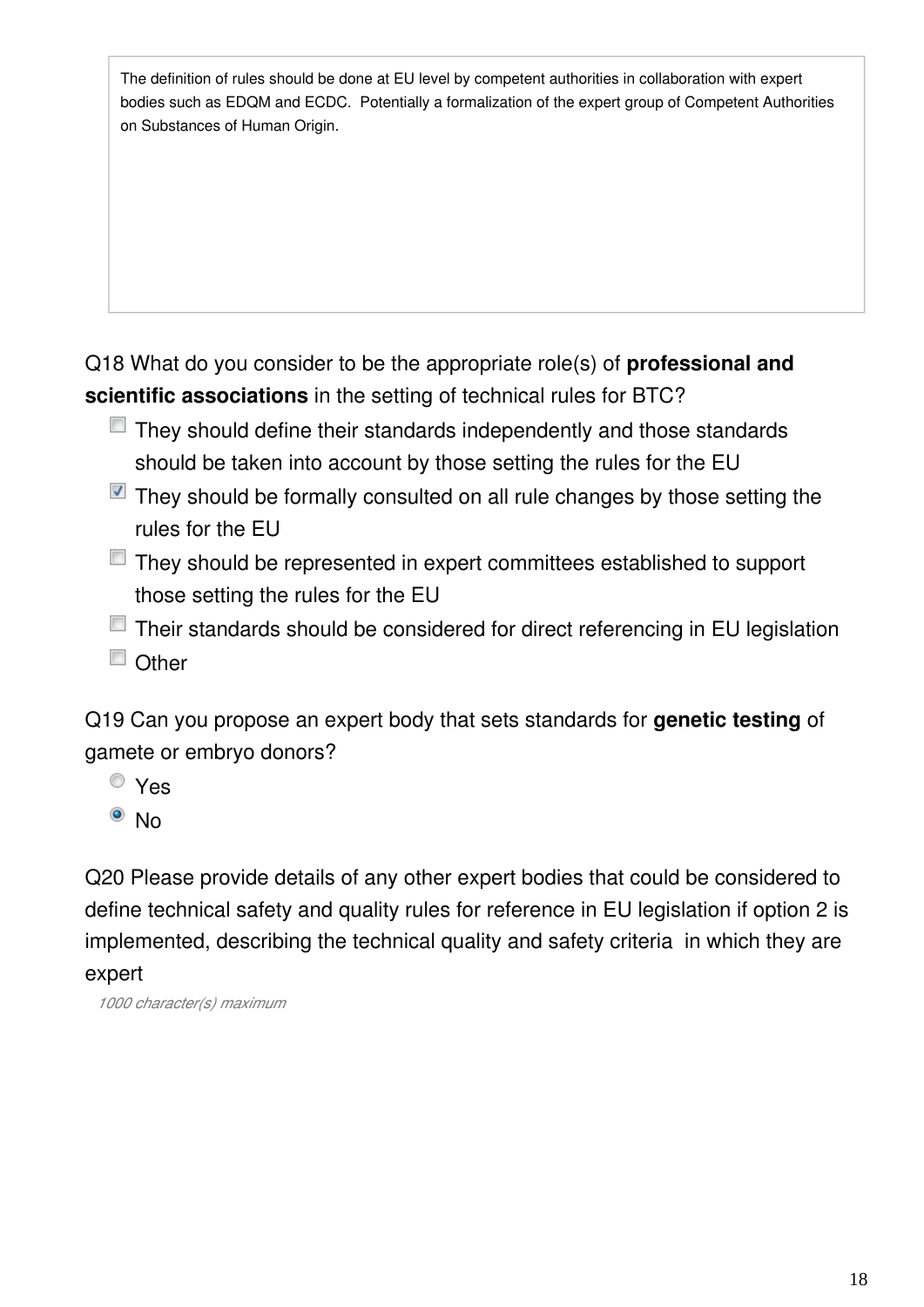The definition of rules should be done at EU level by competent authorities in collaboration with expert bodies such as EDQM and ECDC. Potentially a formalization of the expert group of Competent Authorities on Substances of Human Origin.

Q18 What do you consider to be the appropriate role(s) of **professional and scientific associations** in the setting of technical rules for BTC?

- [ ] They should define their standards independently and those standards should be taken into account by those setting the rules for the EU
- [x] They should be formally consulted on all rule changes by those setting the rules for the EU
- [ ] They should be represented in expert committees established to support those setting the rules for the EU
- [ ] Their standards should be considered for direct referencing in EU legislation
- [ ] Other

Q19 Can you propose an expert body that sets standards for **genetic testing** of gamete or embryo donors?

- ( ) Yes
- (•) No

Q20 Please provide details of any other expert bodies that could be considered to define technical safety and quality rules for reference in EU legislation if option 2 is implemented, describing the technical quality and safety criteria in which they are expert

*1000 character(s) maximum*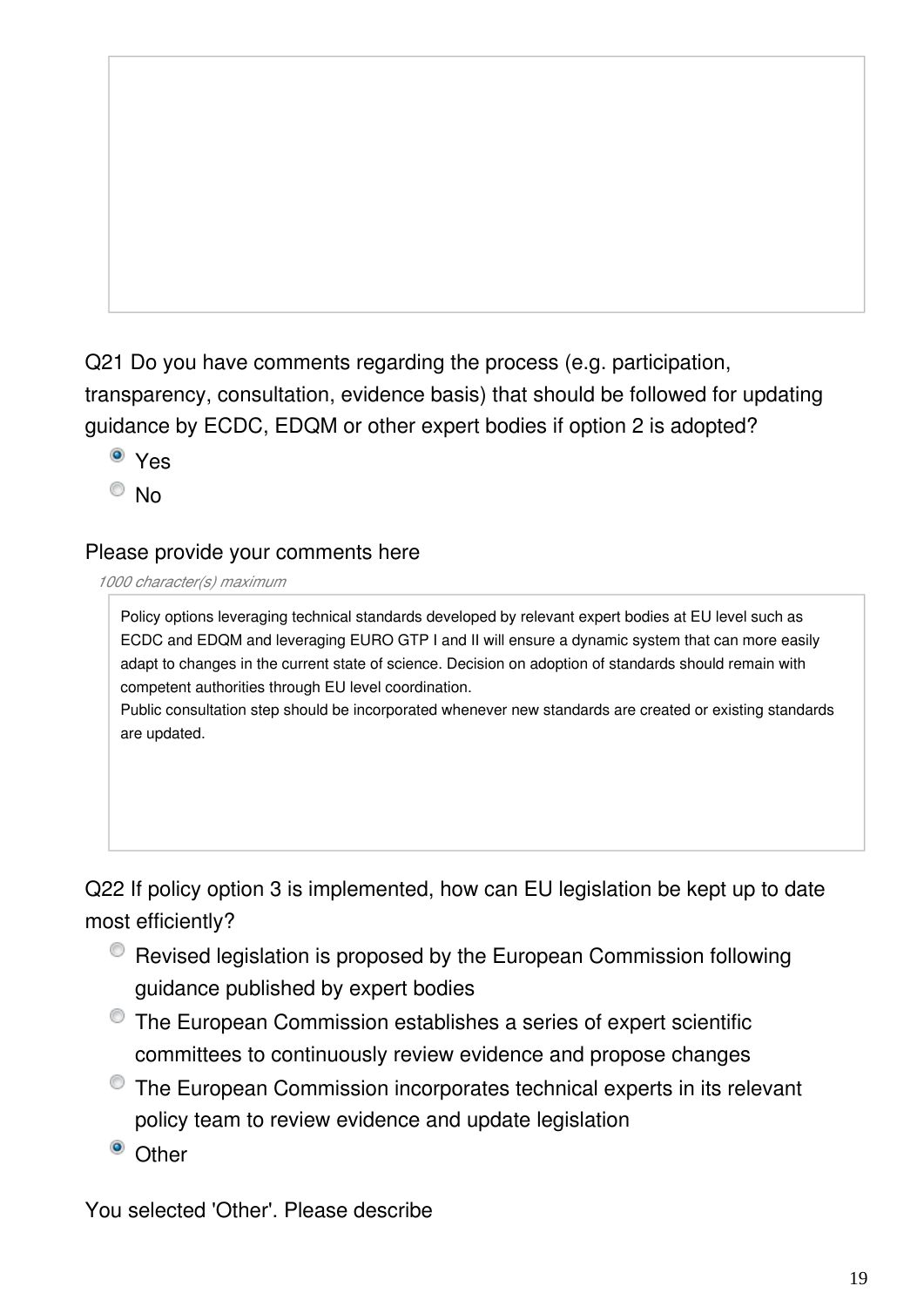Q21 Do you have comments regarding the process (e.g. participation, transparency, consultation, evidence basis) that should be followed for updating guidance by ECDC, EDQM or other expert bodies if option 2 is adopted?

- (•) Yes
- ( ) No

Please provide your comments here

*1000 character(s) maximum*

Policy options leveraging technical standards developed by relevant expert bodies at EU level such as ECDC and EDQM and leveraging EURO GTP I and II will ensure a dynamic system that can more easily adapt to changes in the current state of science. Decision on adoption of standards should remain with competent authorities through EU level coordination.
Public consultation step should be incorporated whenever new standards are created or existing standards are updated.

Q22 If policy option 3 is implemented, how can EU legislation be kept up to date most efficiently?

- ( ) Revised legislation is proposed by the European Commission following guidance published by expert bodies
- ( ) The European Commission establishes a series of expert scientific committees to continuously review evidence and propose changes
- ( ) The European Commission incorporates technical experts in its relevant policy team to review evidence and update legislation
- (•) Other

You selected 'Other'. Please describe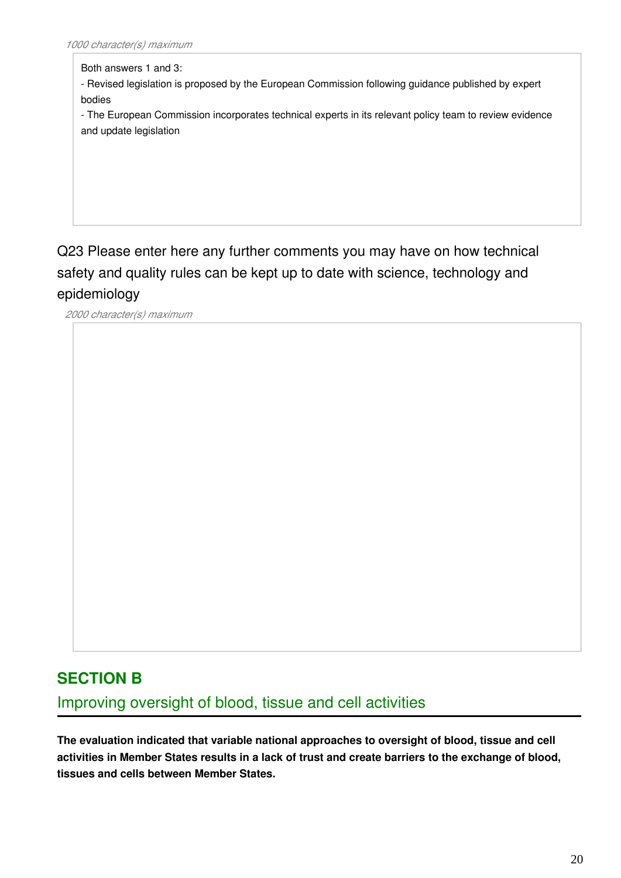*1000 character(s) maximum*

Both answers 1 and 3:
- Revised legislation is proposed by the European Commission following guidance published by expert bodies
- The European Commission incorporates technical experts in its relevant policy team to review evidence and update legislation

Q23 Please enter here any further comments you may have on how technical safety and quality rules can be kept up to date with science, technology and epidemiology

*2000 character(s) maximum*

## SECTION B

### Improving oversight of blood, tissue and cell activities

**The evaluation indicated that variable national approaches to oversight of blood, tissue and cell activities in Member States results in a lack of trust and create barriers to the exchange of blood, tissues and cells between Member States.**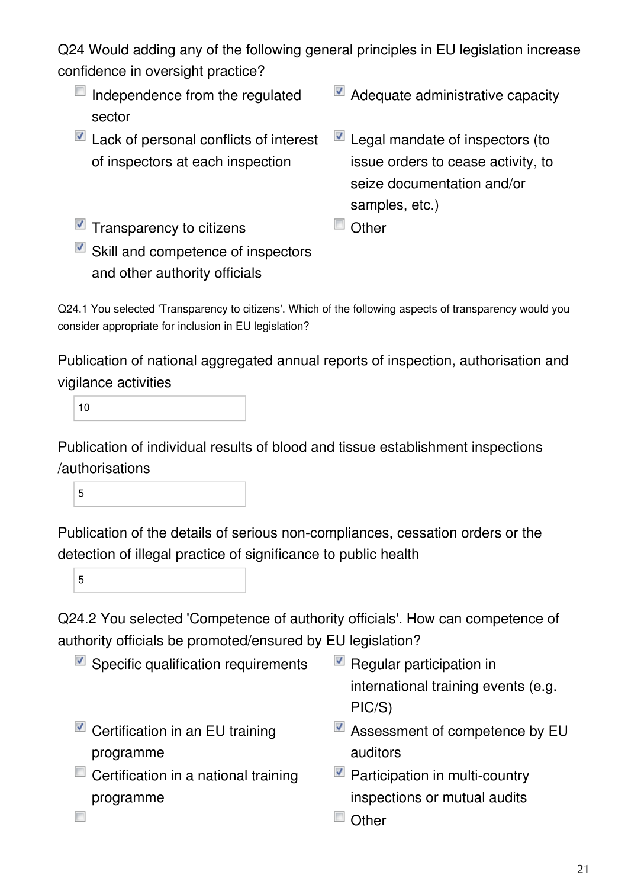Q24 Would adding any of the following general principles in EU legislation increase confidence in oversight practice?

- [ ] Independence from the regulated sector
- [x] Lack of personal conflicts of interest of inspectors at each inspection
- [x] Transparency to citizens
- [x] Skill and competence of inspectors and other authority officials
- [x] Adequate administrative capacity
- [x] Legal mandate of inspectors (to issue orders to cease activity, to seize documentation and/or samples, etc.)
- [ ] Other

Q24.1 You selected 'Transparency to citizens'. Which of the following aspects of transparency would you consider appropriate for inclusion in EU legislation?

Publication of national aggregated annual reports of inspection, authorisation and vigilance activities

10

Publication of individual results of blood and tissue establishment inspections /authorisations

5

Publication of the details of serious non-compliances, cessation orders or the detection of illegal practice of significance to public health

5

Q24.2 You selected 'Competence of authority officials'. How can competence of authority officials be promoted/ensured by EU legislation?

- [x] Specific qualification requirements
- [x] Certification in an EU training programme
- [ ] Certification in a national training programme
- [ ] 
- [x] Regular participation in international training events (e.g. PIC/S)
- [x] Assessment of competence by EU auditors
- [x] Participation in multi-country inspections or mutual audits
- [ ] Other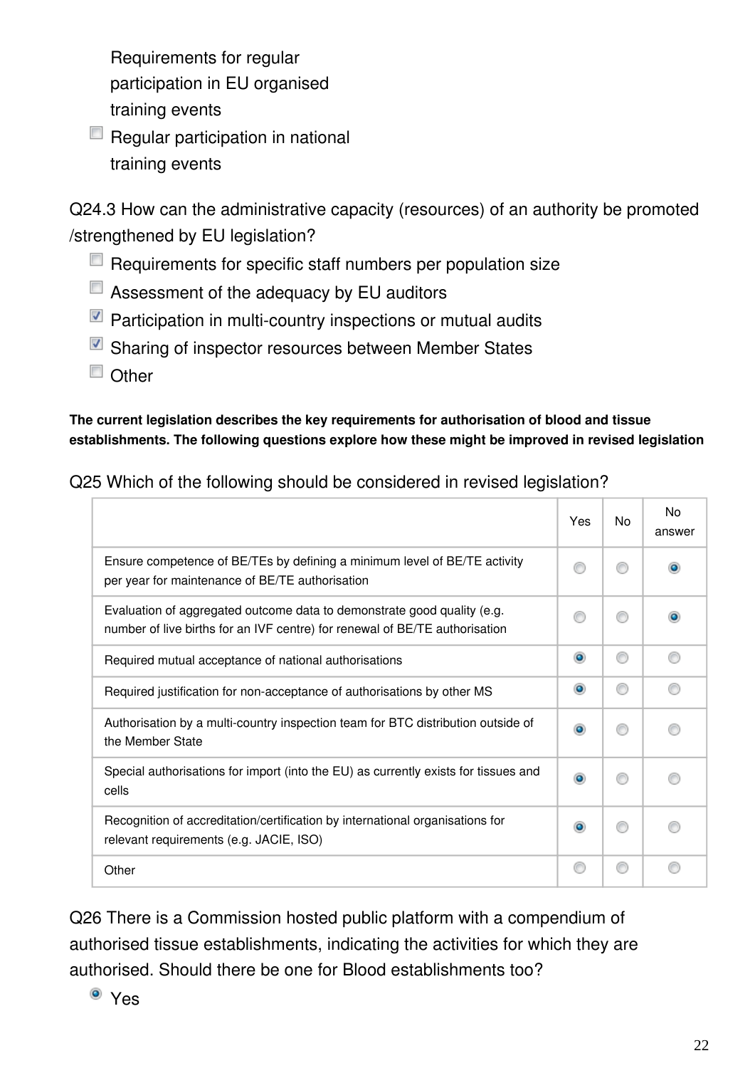Requirements for regular participation in EU organised training events

- [ ] Regular participation in national training events

Q24.3 How can the administrative capacity (resources) of an authority be promoted /strengthened by EU legislation?

- [ ] Requirements for specific staff numbers per population size
- [ ] Assessment of the adequacy by EU auditors
- [x] Participation in multi-country inspections or mutual audits
- [x] Sharing of inspector resources between Member States
- [ ] Other

**The current legislation describes the key requirements for authorisation of blood and tissue establishments. The following questions explore how these might be improved in revised legislation**

Q25 Which of the following should be considered in revised legislation?

| | Yes | No | No answer |
|---|---|---|---|
| Ensure competence of BE/TEs by defining a minimum level of BE/TE activity per year for maintenance of BE/TE authorisation | | | ● |
| Evaluation of aggregated outcome data to demonstrate good quality (e.g. number of live births for an IVF centre) for renewal of BE/TE authorisation | | | ● |
| Required mutual acceptance of national authorisations | ● | | |
| Required justification for non-acceptance of authorisations by other MS | ● | | |
| Authorisation by a multi-country inspection team for BTC distribution outside of the Member State | ● | | |
| Special authorisations for import (into the EU) as currently exists for tissues and cells | ● | | |
| Recognition of accreditation/certification by international organisations for relevant requirements (e.g. JACIE, ISO) | ● | | |
| Other | | | |

Q26 There is a Commission hosted public platform with a compendium of authorised tissue establishments, indicating the activities for which they are authorised. Should there be one for Blood establishments too?

- ● Yes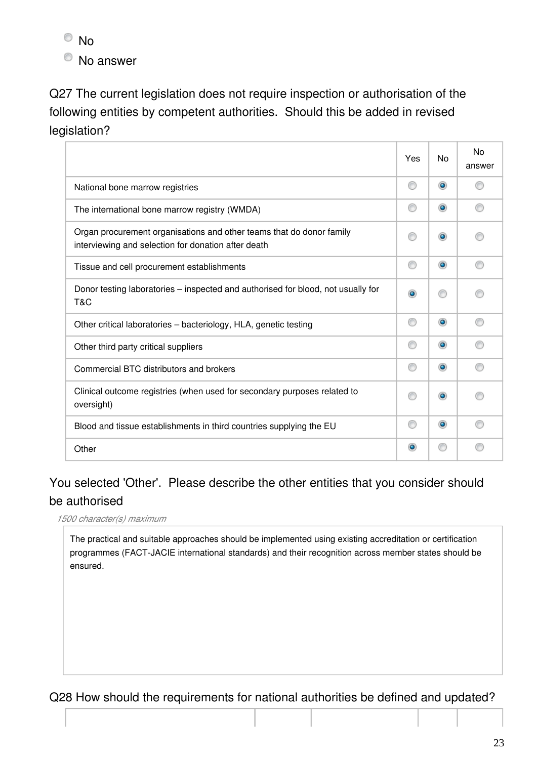- No
- No answer

Q27 The current legislation does not require inspection or authorisation of the following entities by competent authorities. Should this be added in revised legislation?

| | Yes | No | No answer |
|---|---|---|---|
| National bone marrow registries | | ◉ | |
| The international bone marrow registry (WMDA) | | ◉ | |
| Organ procurement organisations and other teams that do donor family interviewing and selection for donation after death | | ◉ | |
| Tissue and cell procurement establishments | | ◉ | |
| Donor testing laboratories – inspected and authorised for blood, not usually for T&C | ◉ | | |
| Other critical laboratories – bacteriology, HLA, genetic testing | | ◉ | |
| Other third party critical suppliers | | ◉ | |
| Commercial BTC distributors and brokers | | ◉ | |
| Clinical outcome registries (when used for secondary purposes related to oversight) | | ◉ | |
| Blood and tissue establishments in third countries supplying the EU | | ◉ | |
| Other | ◉ | | |

You selected 'Other'. Please describe the other entities that you consider should be authorised

*1500 character(s) maximum*

The practical and suitable approaches should be implemented using existing accreditation or certification programmes (FACT-JACIE international standards) and their recognition across member states should be ensured.

Q28 How should the requirements for national authorities be defined and updated?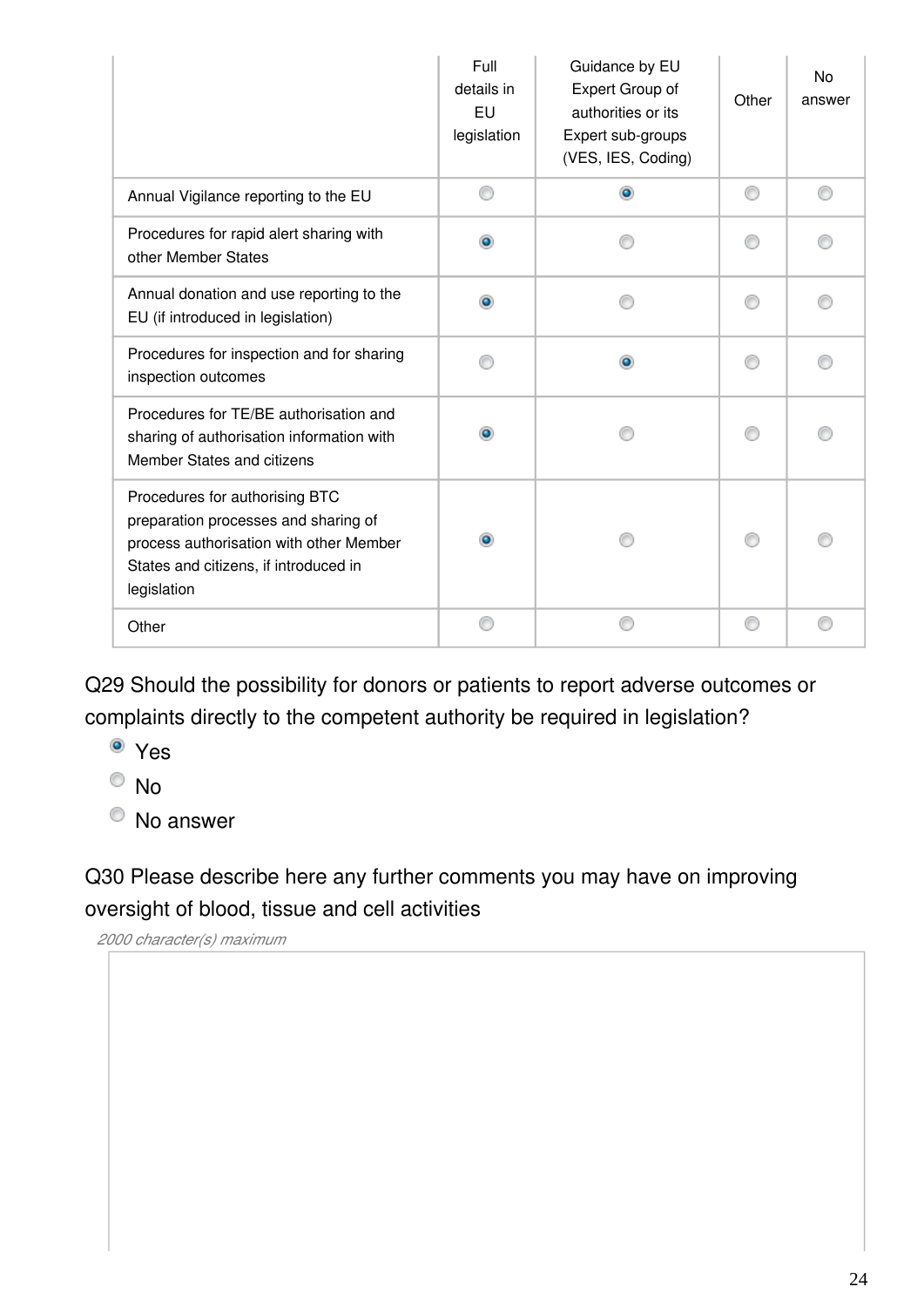| | Full details in EU legislation | Guidance by EU Expert Group of authorities or its Expert sub-groups (VES, IES, Coding) | Other | No answer |
|---|---|---|---|---|
| Annual Vigilance reporting to the EU | ○ | ◉ | ○ | ○ |
| Procedures for rapid alert sharing with other Member States | ◉ | ○ | ○ | ○ |
| Annual donation and use reporting to the EU (if introduced in legislation) | ◉ | ○ | ○ | ○ |
| Procedures for inspection and for sharing inspection outcomes | ○ | ◉ | ○ | ○ |
| Procedures for TE/BE authorisation and sharing of authorisation information with Member States and citizens | ◉ | ○ | ○ | ○ |
| Procedures for authorising BTC preparation processes and sharing of process authorisation with other Member States and citizens, if introduced in legislation | ◉ | ○ | ○ | ○ |
| Other | ○ | ○ | ○ | ○ |

Q29 Should the possibility for donors or patients to report adverse outcomes or complaints directly to the competent authority be required in legislation?

- ◉ Yes
- ○ No
- ○ No answer

Q30 Please describe here any further comments you may have on improving oversight of blood, tissue and cell activities

*2000 character(s) maximum*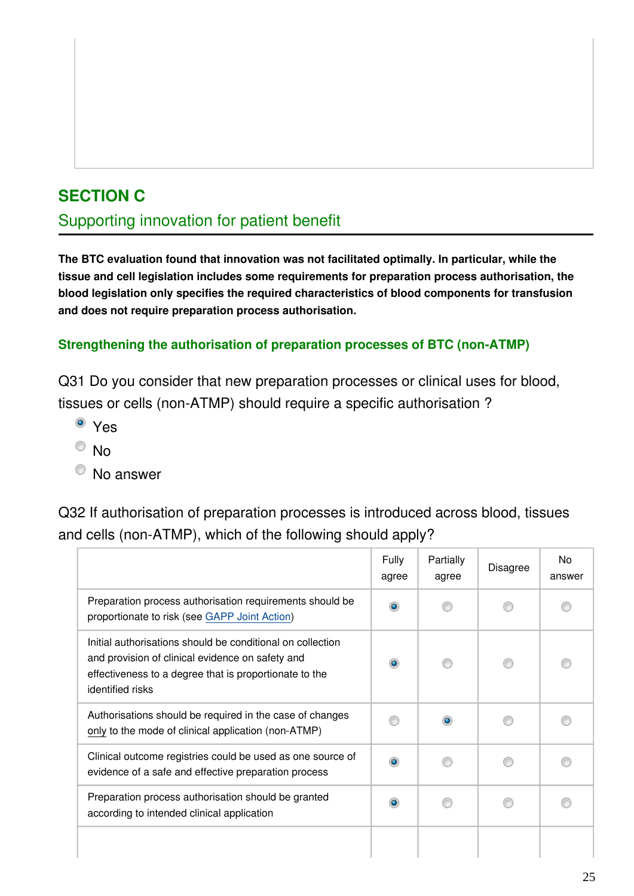## SECTION C

### Supporting innovation for patient benefit

**The BTC evaluation found that innovation was not facilitated optimally. In particular, while the tissue and cell legislation includes some requirements for preparation process authorisation, the blood legislation only specifies the required characteristics of blood components for transfusion and does not require preparation process authorisation.**

**Strengthening the authorisation of preparation processes of BTC (non-ATMP)**

Q31 Do you consider that new preparation processes or clinical uses for blood, tissues or cells (non-ATMP) should require a specific authorisation ?

- (x) Yes
- ( ) No
- ( ) No answer

Q32 If authorisation of preparation processes is introduced across blood, tissues and cells (non-ATMP), which of the following should apply?

| | Fully agree | Partially agree | Disagree | No answer |
|---|---|---|---|---|
| Preparation process authorisation requirements should be proportionate to risk (see GAPP Joint Action) | X | | | |
| Initial authorisations should be conditional on collection and provision of clinical evidence on safety and effectiveness to a degree that is proportionate to the identified risks | X | | | |
| Authorisations should be required in the case of changes only to the mode of clinical application (non-ATMP) | | X | | |
| Clinical outcome registries could be used as one source of evidence of a safe and effective preparation process | X | | | |
| Preparation process authorisation should be granted according to intended clinical application | X | | | |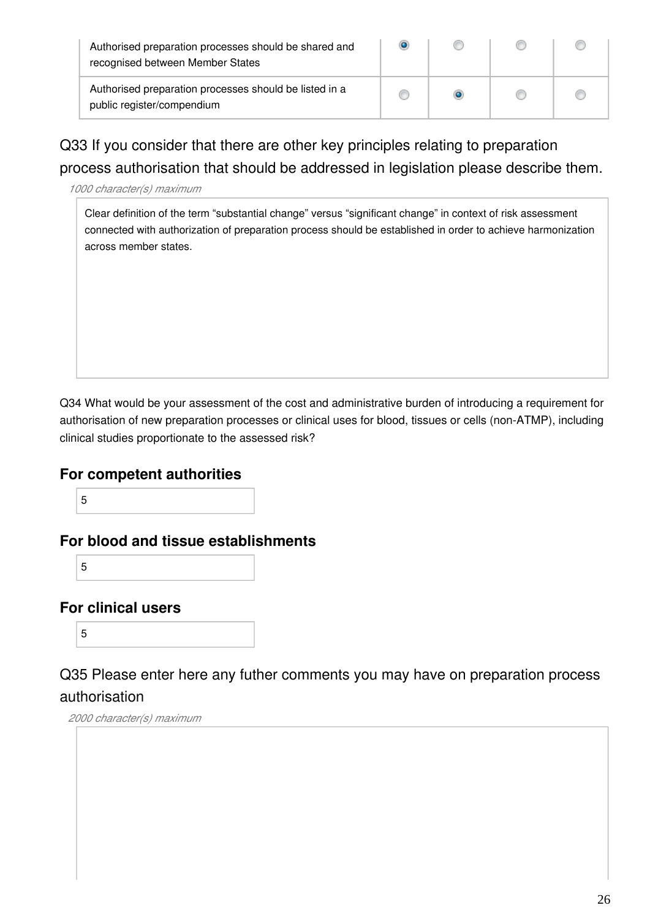| | | | | |
|---|---|---|---|---|
| Authorised preparation processes should be shared and recognised between Member States | ◉ | ○ | ○ | ○ |
| Authorised preparation processes should be listed in a public register/compendium | ○ | ◉ | ○ | ○ |

## Q33 If you consider that there are other key principles relating to preparation process authorisation that should be addressed in legislation please describe them.

*1000 character(s) maximum*

Clear definition of the term "substantial change" versus "significant change" in context of risk assessment connected with authorization of preparation process should be established in order to achieve harmonization across member states.

Q34 What would be your assessment of the cost and administrative burden of introducing a requirement for authorisation of new preparation processes or clinical uses for blood, tissues or cells (non-ATMP), including clinical studies proportionate to the assessed risk?

### For competent authorities

5

### For blood and tissue establishments

5

### For clinical users

5

## Q35 Please enter here any futher comments you may have on preparation process authorisation

*2000 character(s) maximum*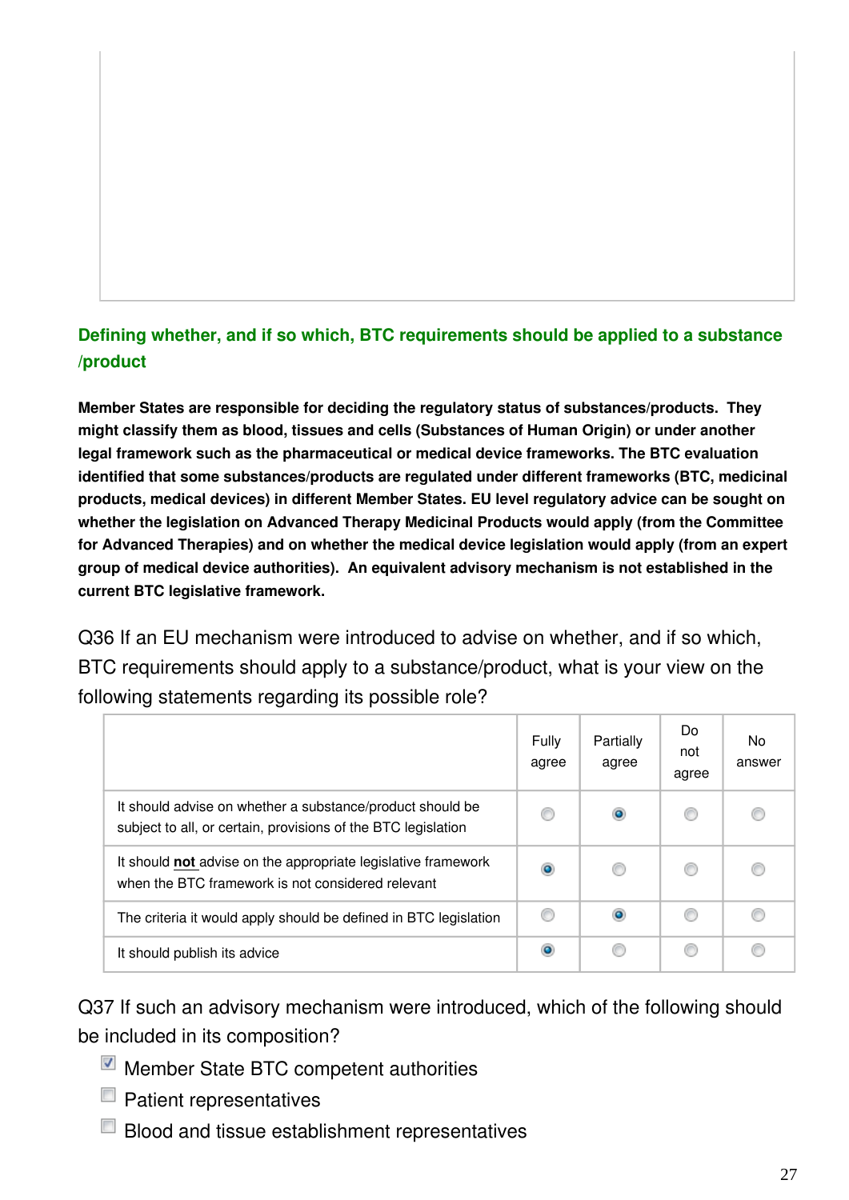## Defining whether, and if so which, BTC requirements should be applied to a substance /product

**Member States are responsible for deciding the regulatory status of substances/products. They might classify them as blood, tissues and cells (Substances of Human Origin) or under another legal framework such as the pharmaceutical or medical device frameworks. The BTC evaluation identified that some substances/products are regulated under different frameworks (BTC, medicinal products, medical devices) in different Member States. EU level regulatory advice can be sought on whether the legislation on Advanced Therapy Medicinal Products would apply (from the Committee for Advanced Therapies) and on whether the medical device legislation would apply (from an expert group of medical device authorities). An equivalent advisory mechanism is not established in the current BTC legislative framework.**

Q36 If an EU mechanism were introduced to advise on whether, and if so which, BTC requirements should apply to a substance/product, what is your view on the following statements regarding its possible role?

| | Fully agree | Partially agree | Do not agree | No answer |
|---|---|---|---|---|
| It should advise on whether a substance/product should be subject to all, or certain, provisions of the BTC legislation | ○ | ● | ○ | ○ |
| It should **not** advise on the appropriate legislative framework when the BTC framework is not considered relevant | ● | ○ | ○ | ○ |
| The criteria it would apply should be defined in BTC legislation | ○ | ● | ○ | ○ |
| It should publish its advice | ● | ○ | ○ | ○ |

Q37 If such an advisory mechanism were introduced, which of the following should be included in its composition?

- [x] Member State BTC competent authorities
- [ ] Patient representatives
- [ ] Blood and tissue establishment representatives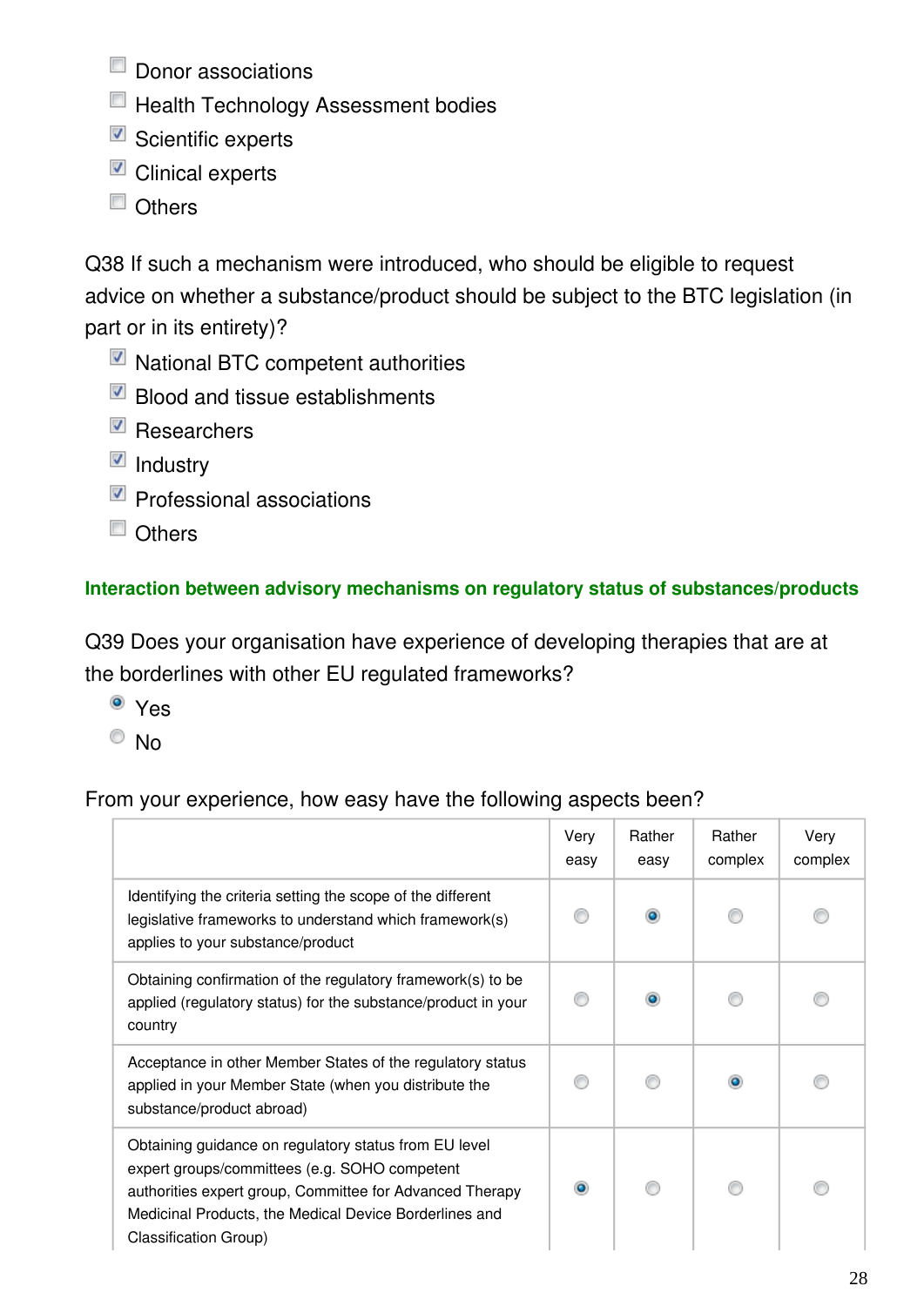- [ ] Donor associations
- [ ] Health Technology Assessment bodies
- [x] Scientific experts
- [x] Clinical experts
- [ ] Others

Q38 If such a mechanism were introduced, who should be eligible to request advice on whether a substance/product should be subject to the BTC legislation (in part or in its entirety)?

- [x] National BTC competent authorities
- [x] Blood and tissue establishments
- [x] Researchers
- [x] Industry
- [x] Professional associations
- [ ] Others

### Interaction between advisory mechanisms on regulatory status of substances/products

Q39 Does your organisation have experience of developing therapies that are at the borderlines with other EU regulated frameworks?

- (x) Yes
- ( ) No

From your experience, how easy have the following aspects been?

| | Very easy | Rather easy | Rather complex | Very complex |
|---|---|---|---|---|
| Identifying the criteria setting the scope of the different legislative frameworks to understand which framework(s) applies to your substance/product | ( ) | (x) | ( ) | ( ) |
| Obtaining confirmation of the regulatory framework(s) to be applied (regulatory status) for the substance/product in your country | ( ) | (x) | ( ) | ( ) |
| Acceptance in other Member States of the regulatory status applied in your Member State (when you distribute the substance/product abroad) | ( ) | ( ) | (x) | ( ) |
| Obtaining guidance on regulatory status from EU level expert groups/committees (e.g. SOHO competent authorities expert group, Committee for Advanced Therapy Medicinal Products, the Medical Device Borderlines and Classification Group) | (x) | ( ) | ( ) | ( ) |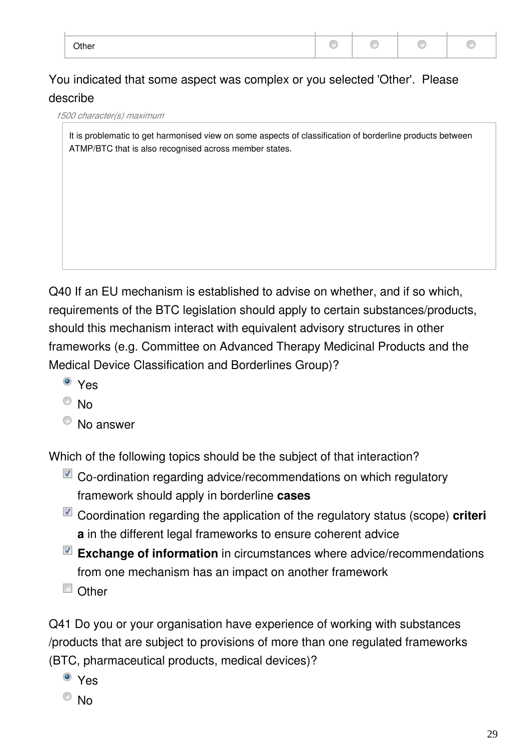| Other | ○ | ○ | ○ | ○ |
|---|---|---|---|---|

You indicated that some aspect was complex or you selected 'Other'. Please describe

*1500 character(s) maximum*

It is problematic to get harmonised view on some aspects of classification of borderline products between ATMP/BTC that is also recognised across member states.

Q40 If an EU mechanism is established to advise on whether, and if so which, requirements of the BTC legislation should apply to certain substances/products, should this mechanism interact with equivalent advisory structures in other frameworks (e.g. Committee on Advanced Therapy Medicinal Products and the Medical Device Classification and Borderlines Group)?

- ◉ Yes
- ○ No
- ○ No answer

Which of the following topics should be the subject of that interaction?

- ☑ Co-ordination regarding advice/recommendations on which regulatory framework should apply in borderline **cases**
- ☑ Coordination regarding the application of the regulatory status (scope) **criteria** in the different legal frameworks to ensure coherent advice
- ☑ **Exchange of information** in circumstances where advice/recommendations from one mechanism has an impact on another framework
- ☐ Other

Q41 Do you or your organisation have experience of working with substances /products that are subject to provisions of more than one regulated frameworks (BTC, pharmaceutical products, medical devices)?

- ◉ Yes
- ○ No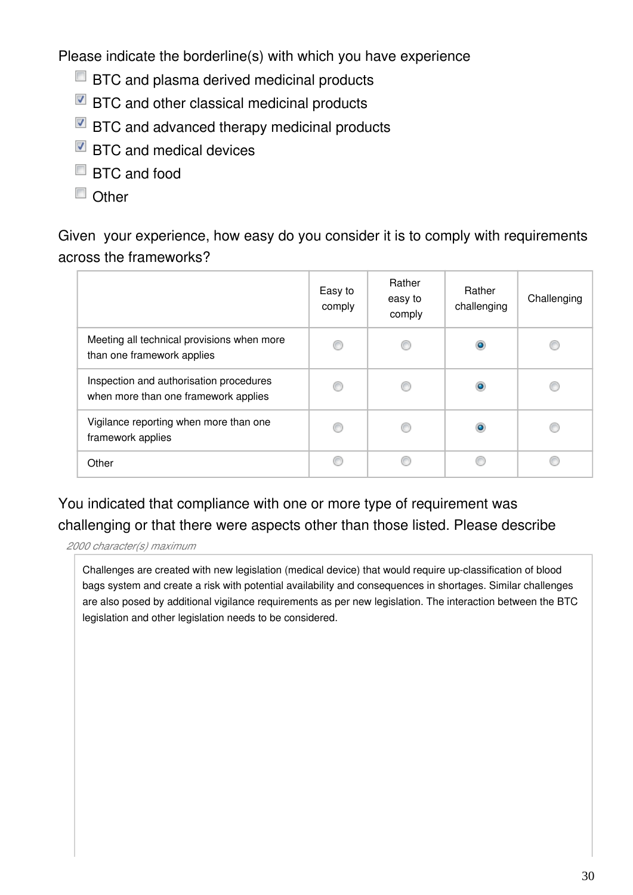Please indicate the borderline(s) with which you have experience

- [ ] BTC and plasma derived medicinal products
- [x] BTC and other classical medicinal products
- [x] BTC and advanced therapy medicinal products
- [x] BTC and medical devices
- [ ] BTC and food
- [ ] Other

Given your experience, how easy do you consider it is to comply with requirements across the frameworks?

| | Easy to comply | Rather easy to comply | Rather challenging | Challenging |
|---|---|---|---|---|
| Meeting all technical provisions when more than one framework applies | ○ | ○ | ● | ○ |
| Inspection and authorisation procedures when more than one framework applies | ○ | ○ | ● | ○ |
| Vigilance reporting when more than one framework applies | ○ | ○ | ● | ○ |
| Other | ○ | ○ | ○ | ○ |

You indicated that compliance with one or more type of requirement was challenging or that there were aspects other than those listed. Please describe

*2000 character(s) maximum*

Challenges are created with new legislation (medical device) that would require up-classification of blood bags system and create a risk with potential availability and consequences in shortages. Similar challenges are also posed by additional vigilance requirements as per new legislation. The interaction between the BTC legislation and other legislation needs to be considered.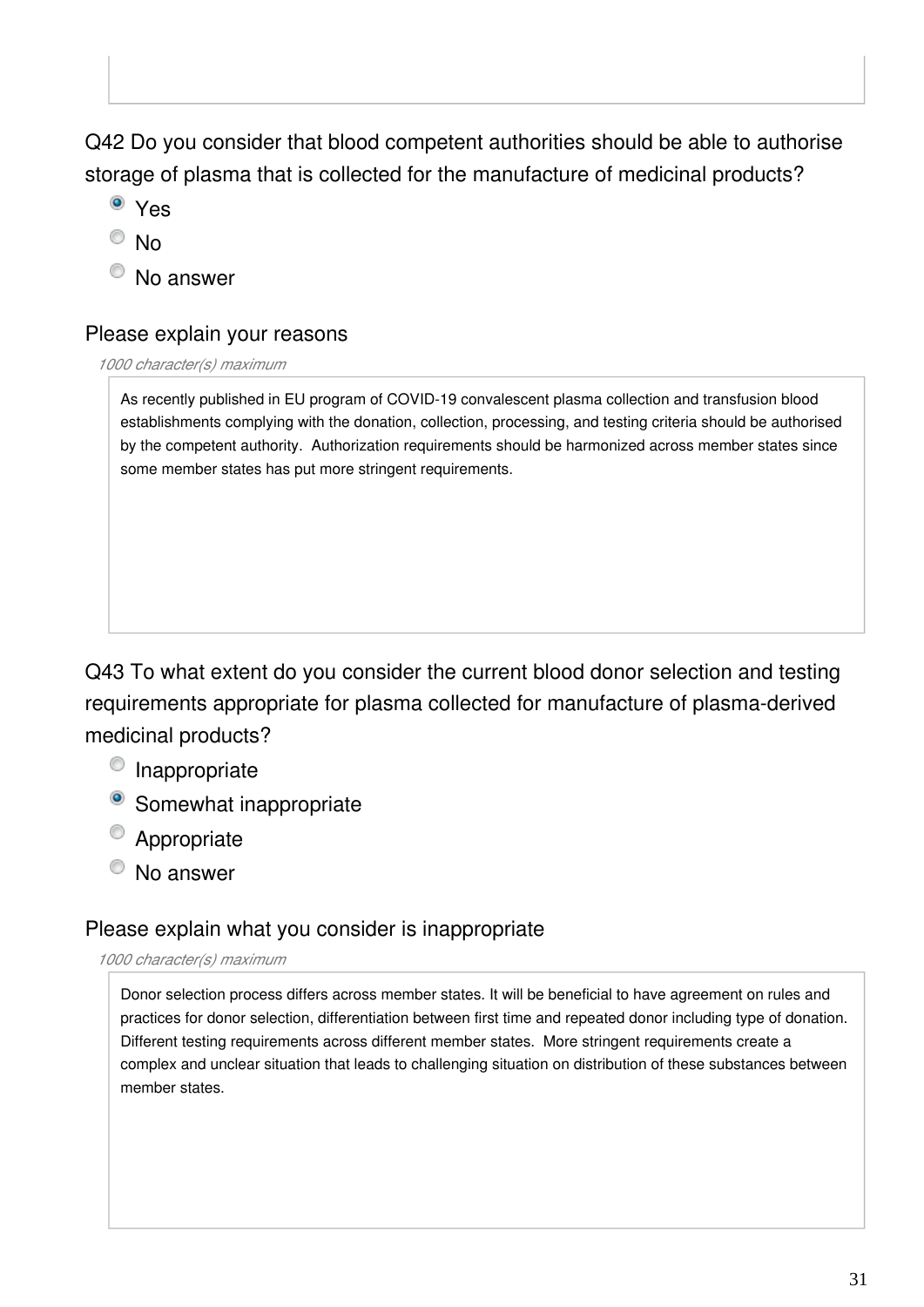Q42 Do you consider that blood competent authorities should be able to authorise storage of plasma that is collected for the manufacture of medicinal products?

- (x) Yes
- ( ) No
- ( ) No answer

Please explain your reasons

*1000 character(s) maximum*

As recently published in EU program of COVID-19 convalescent plasma collection and transfusion blood establishments complying with the donation, collection, processing, and testing criteria should be authorised by the competent authority. Authorization requirements should be harmonized across member states since some member states has put more stringent requirements.

Q43 To what extent do you consider the current blood donor selection and testing requirements appropriate for plasma collected for manufacture of plasma-derived medicinal products?

- ( ) Inappropriate
- (x) Somewhat inappropriate
- ( ) Appropriate
- ( ) No answer

Please explain what you consider is inappropriate

*1000 character(s) maximum*

Donor selection process differs across member states. It will be beneficial to have agreement on rules and practices for donor selection, differentiation between first time and repeated donor including type of donation. Different testing requirements across different member states. More stringent requirements create a complex and unclear situation that leads to challenging situation on distribution of these substances between member states.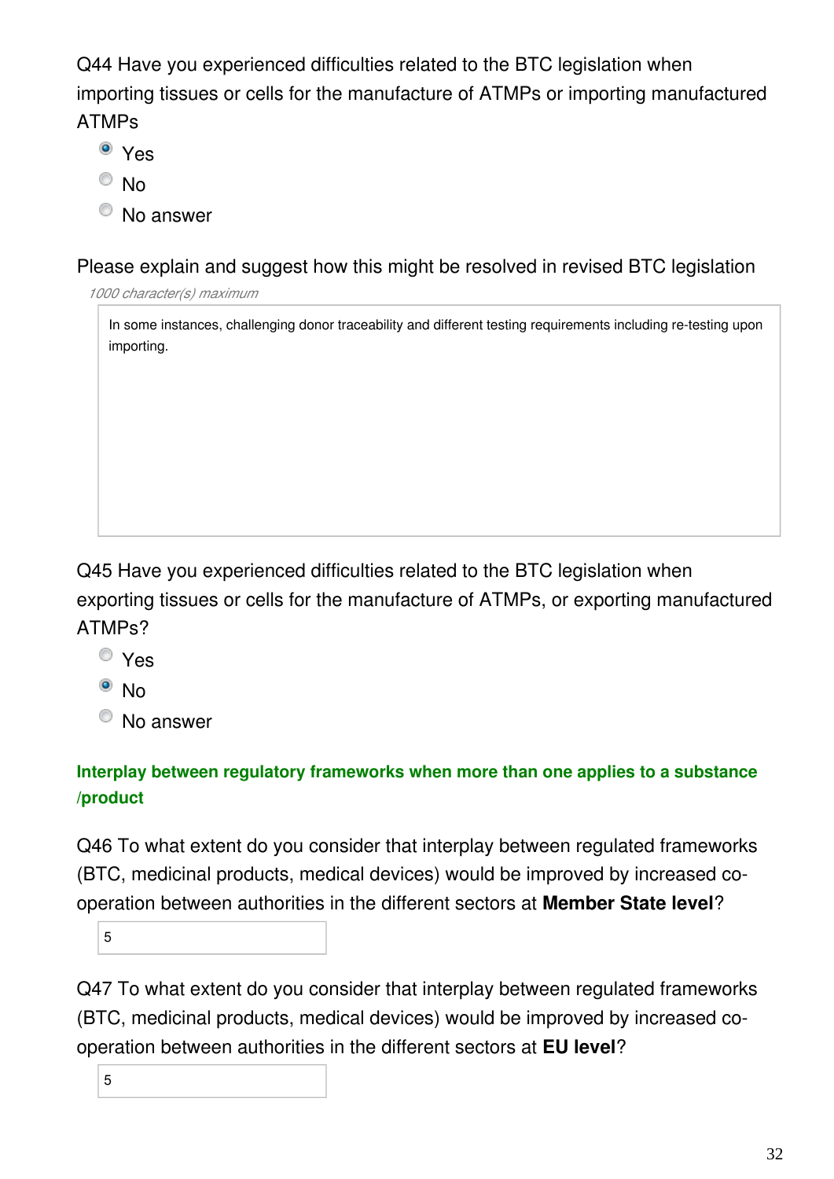Q44 Have you experienced difficulties related to the BTC legislation when importing tissues or cells for the manufacture of ATMPs or importing manufactured ATMPs

- (•) Yes
- ( ) No
- ( ) No answer

Please explain and suggest how this might be resolved in revised BTC legislation

*1000 character(s) maximum*

In some instances, challenging donor traceability and different testing requirements including re-testing upon importing.

Q45 Have you experienced difficulties related to the BTC legislation when exporting tissues or cells for the manufacture of ATMPs, or exporting manufactured ATMPs?

- ( ) Yes
- (•) No
- ( ) No answer

**Interplay between regulatory frameworks when more than one applies to a substance /product**

Q46 To what extent do you consider that interplay between regulated frameworks (BTC, medicinal products, medical devices) would be improved by increased co-operation between authorities in the different sectors at **Member State level**?

5

Q47 To what extent do you consider that interplay between regulated frameworks (BTC, medicinal products, medical devices) would be improved by increased co-operation between authorities in the different sectors at **EU level**?

5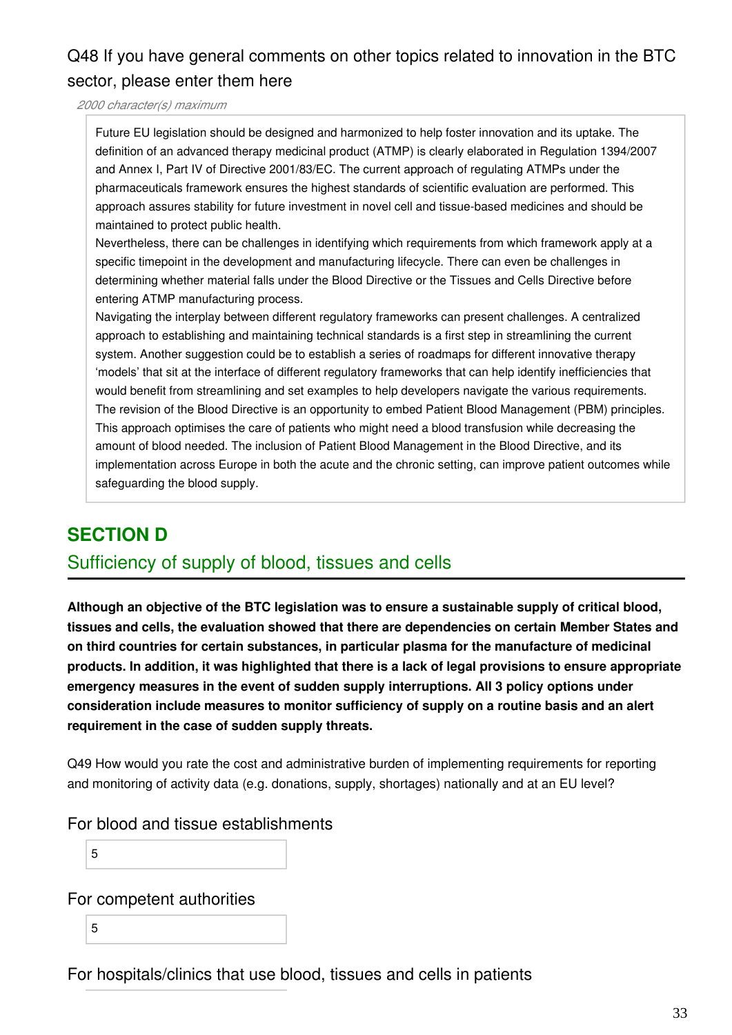### Q48 If you have general comments on other topics related to innovation in the BTC sector, please enter them here

*2000 character(s) maximum*

Future EU legislation should be designed and harmonized to help foster innovation and its uptake. The definition of an advanced therapy medicinal product (ATMP) is clearly elaborated in Regulation 1394/2007 and Annex I, Part IV of Directive 2001/83/EC. The current approach of regulating ATMPs under the pharmaceuticals framework ensures the highest standards of scientific evaluation are performed. This approach assures stability for future investment in novel cell and tissue-based medicines and should be maintained to protect public health.
Nevertheless, there can be challenges in identifying which requirements from which framework apply at a specific timepoint in the development and manufacturing lifecycle. There can even be challenges in determining whether material falls under the Blood Directive or the Tissues and Cells Directive before entering ATMP manufacturing process.
Navigating the interplay between different regulatory frameworks can present challenges. A centralized approach to establishing and maintaining technical standards is a first step in streamlining the current system. Another suggestion could be to establish a series of roadmaps for different innovative therapy 'models' that sit at the interface of different regulatory frameworks that can help identify inefficiencies that would benefit from streamlining and set examples to help developers navigate the various requirements.
The revision of the Blood Directive is an opportunity to embed Patient Blood Management (PBM) principles. This approach optimises the care of patients who might need a blood transfusion while decreasing the amount of blood needed. The inclusion of Patient Blood Management in the Blood Directive, and its implementation across Europe in both the acute and the chronic setting, can improve patient outcomes while safeguarding the blood supply.

## SECTION D

## Sufficiency of supply of blood, tissues and cells

**Although an objective of the BTC legislation was to ensure a sustainable supply of critical blood, tissues and cells, the evaluation showed that there are dependencies on certain Member States and on third countries for certain substances, in particular plasma for the manufacture of medicinal products. In addition, it was highlighted that there is a lack of legal provisions to ensure appropriate emergency measures in the event of sudden supply interruptions. All 3 policy options under consideration include measures to monitor sufficiency of supply on a routine basis and an alert requirement in the case of sudden supply threats.**

Q49 How would you rate the cost and administrative burden of implementing requirements for reporting and monitoring of activity data (e.g. donations, supply, shortages) nationally and at an EU level?

For blood and tissue establishments

5

For competent authorities

5

For hospitals/clinics that use blood, tissues and cells in patients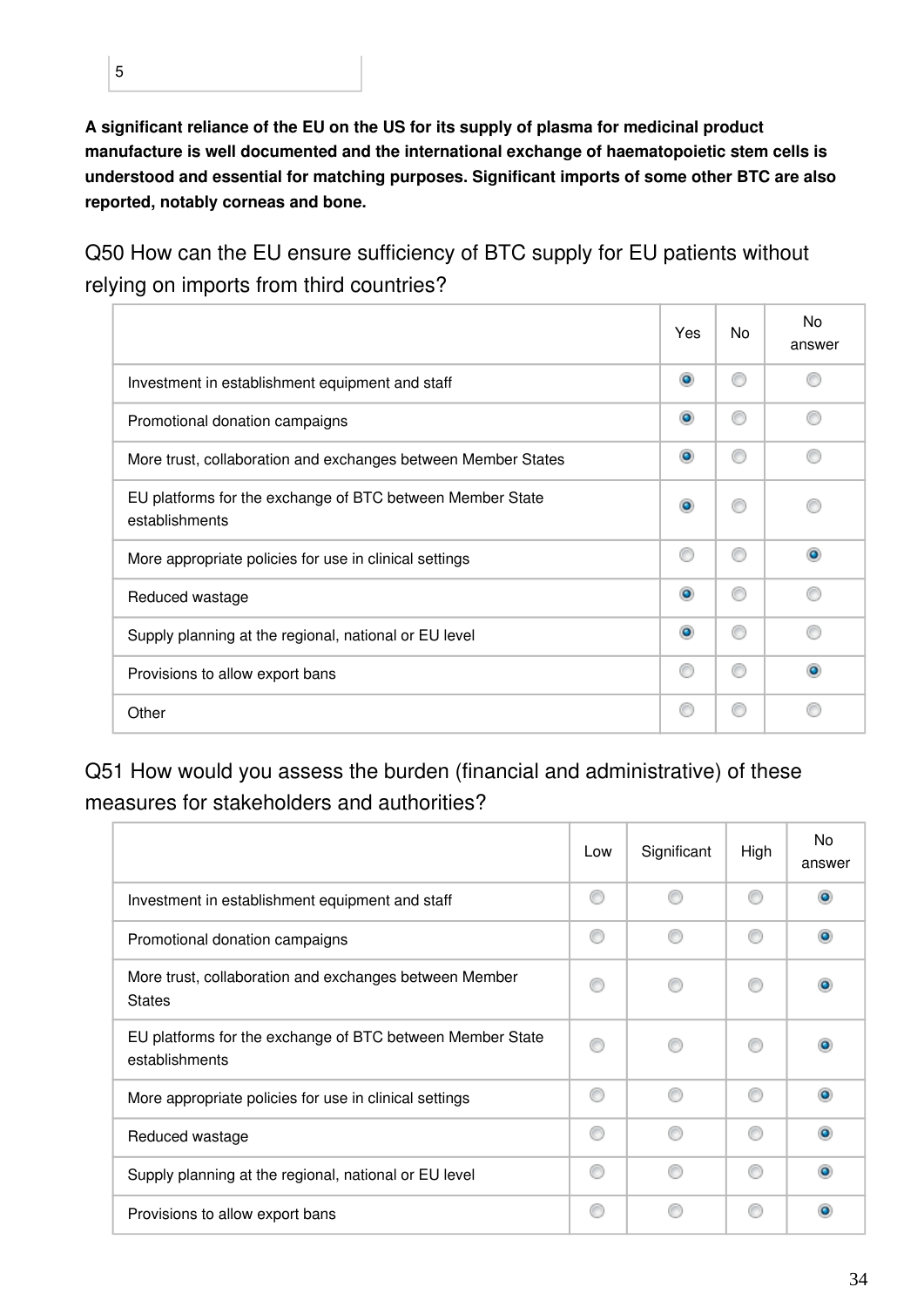5

**A significant reliance of the EU on the US for its supply of plasma for medicinal product manufacture is well documented and the international exchange of haematopoietic stem cells is understood and essential for matching purposes. Significant imports of some other BTC are also reported, notably corneas and bone.**

Q50 How can the EU ensure sufficiency of BTC supply for EU patients without relying on imports from third countries?

| | Yes | No | No answer |
|---|---|---|---|
| Investment in establishment equipment and staff | ◉ | ○ | ○ |
| Promotional donation campaigns | ◉ | ○ | ○ |
| More trust, collaboration and exchanges between Member States | ◉ | ○ | ○ |
| EU platforms for the exchange of BTC between Member State establishments | ◉ | ○ | ○ |
| More appropriate policies for use in clinical settings | ○ | ○ | ◉ |
| Reduced wastage | ◉ | ○ | ○ |
| Supply planning at the regional, national or EU level | ◉ | ○ | ○ |
| Provisions to allow export bans | ○ | ○ | ◉ |
| Other | ○ | ○ | ○ |

Q51 How would you assess the burden (financial and administrative) of these measures for stakeholders and authorities?

| | Low | Significant | High | No answer |
|---|---|---|---|---|
| Investment in establishment equipment and staff | ○ | ○ | ○ | ◉ |
| Promotional donation campaigns | ○ | ○ | ○ | ◉ |
| More trust, collaboration and exchanges between Member States | ○ | ○ | ○ | ◉ |
| EU platforms for the exchange of BTC between Member State establishments | ○ | ○ | ○ | ◉ |
| More appropriate policies for use in clinical settings | ○ | ○ | ○ | ◉ |
| Reduced wastage | ○ | ○ | ○ | ◉ |
| Supply planning at the regional, national or EU level | ○ | ○ | ○ | ◉ |
| Provisions to allow export bans | ○ | ○ | ○ | ◉ |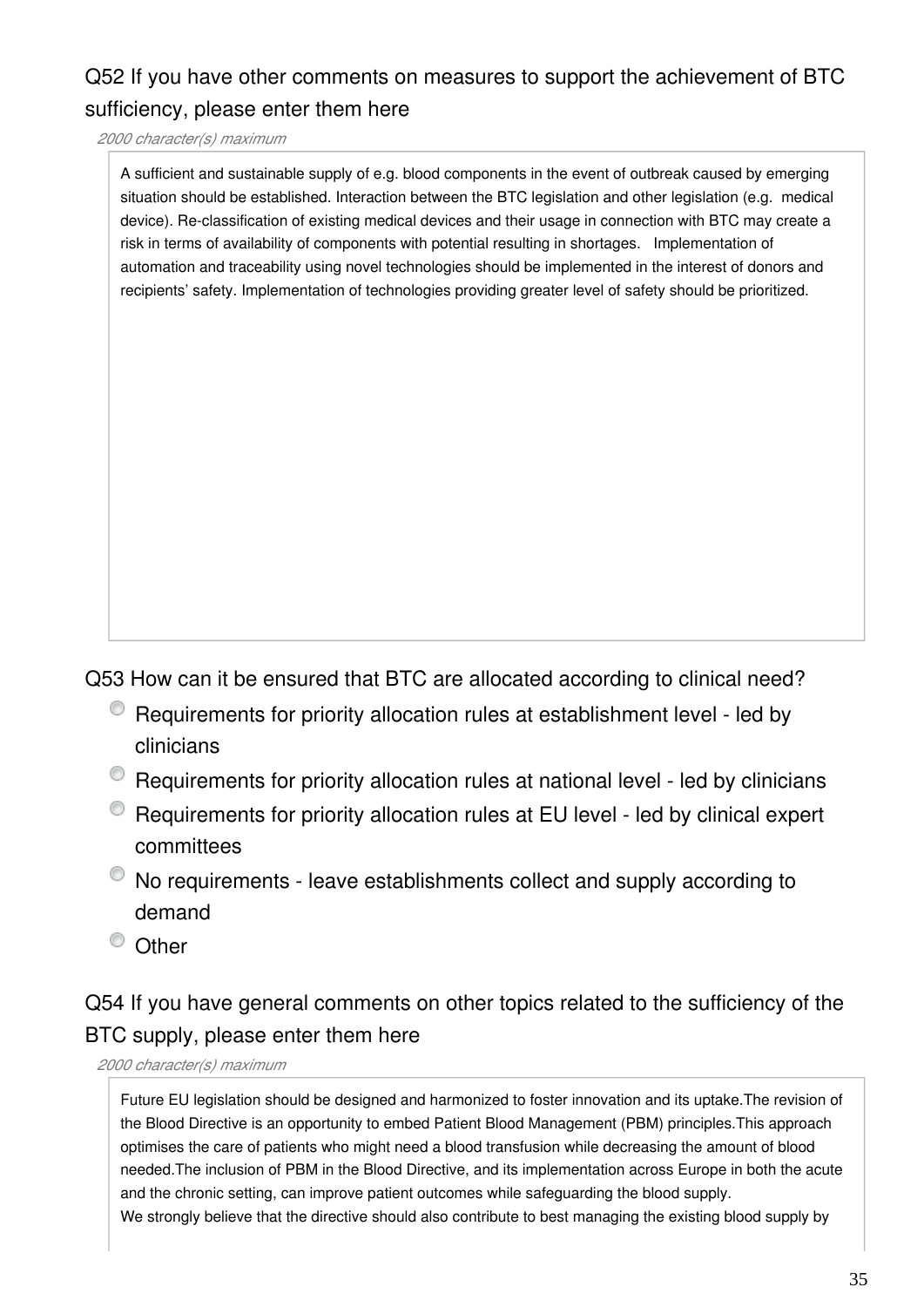Q52 If you have other comments on measures to support the achievement of BTC sufficiency, please enter them here

*2000 character(s) maximum*

A sufficient and sustainable supply of e.g. blood components in the event of outbreak caused by emerging situation should be established. Interaction between the BTC legislation and other legislation (e.g. medical device). Re-classification of existing medical devices and their usage in connection with BTC may create a risk in terms of availability of components with potential resulting in shortages. Implementation of automation and traceability using novel technologies should be implemented in the interest of donors and recipients' safety. Implementation of technologies providing greater level of safety should be prioritized.

Q53 How can it be ensured that BTC are allocated according to clinical need?

- Requirements for priority allocation rules at establishment level - led by clinicians
- Requirements for priority allocation rules at national level - led by clinicians
- Requirements for priority allocation rules at EU level - led by clinical expert committees
- No requirements - leave establishments collect and supply according to demand
- Other

Q54 If you have general comments on other topics related to the sufficiency of the BTC supply, please enter them here

*2000 character(s) maximum*

Future EU legislation should be designed and harmonized to foster innovation and its uptake.The revision of the Blood Directive is an opportunity to embed Patient Blood Management (PBM) principles.This approach optimises the care of patients who might need a blood transfusion while decreasing the amount of blood needed.The inclusion of PBM in the Blood Directive, and its implementation across Europe in both the acute and the chronic setting, can improve patient outcomes while safeguarding the blood supply.
We strongly believe that the directive should also contribute to best managing the existing blood supply by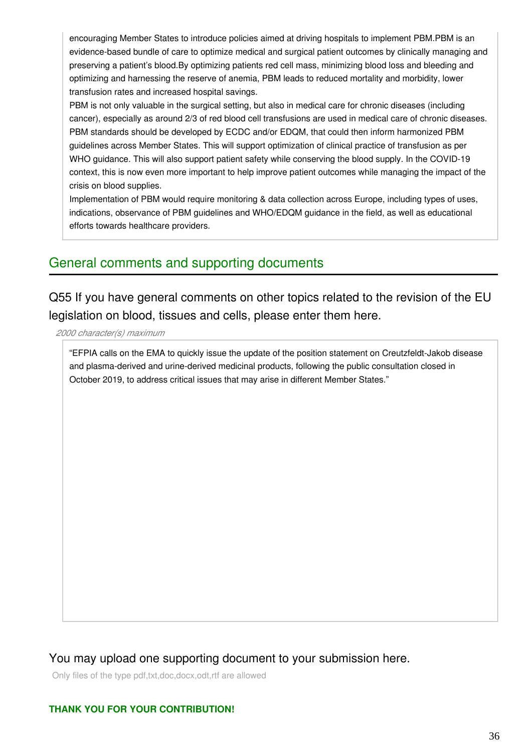encouraging Member States to introduce policies aimed at driving hospitals to implement PBM.PBM is an evidence-based bundle of care to optimize medical and surgical patient outcomes by clinically managing and preserving a patient's blood.By optimizing patients red cell mass, minimizing blood loss and bleeding and optimizing and harnessing the reserve of anemia, PBM leads to reduced mortality and morbidity, lower transfusion rates and increased hospital savings.

PBM is not only valuable in the surgical setting, but also in medical care for chronic diseases (including cancer), especially as around 2/3 of red blood cell transfusions are used in medical care of chronic diseases. PBM standards should be developed by ECDC and/or EDQM, that could then inform harmonized PBM guidelines across Member States. This will support optimization of clinical practice of transfusion as per WHO guidance. This will also support patient safety while conserving the blood supply. In the COVID-19 context, this is now even more important to help improve patient outcomes while managing the impact of the crisis on blood supplies.

Implementation of PBM would require monitoring & data collection across Europe, including types of uses, indications, observance of PBM guidelines and WHO/EDQM guidance in the field, as well as educational efforts towards healthcare providers.

## General comments and supporting documents

### Q55 If you have general comments on other topics related to the revision of the EU legislation on blood, tissues and cells, please enter them here.

*2000 character(s) maximum*

"EFPIA calls on the EMA to quickly issue the update of the position statement on Creutzfeldt-Jakob disease and plasma-derived and urine-derived medicinal products, following the public consultation closed in October 2019, to address critical issues that may arise in different Member States."

### You may upload one supporting document to your submission here.

Only files of the type pdf,txt,doc,docx,odt,rtf are allowed

**THANK YOU FOR YOUR CONTRIBUTION!**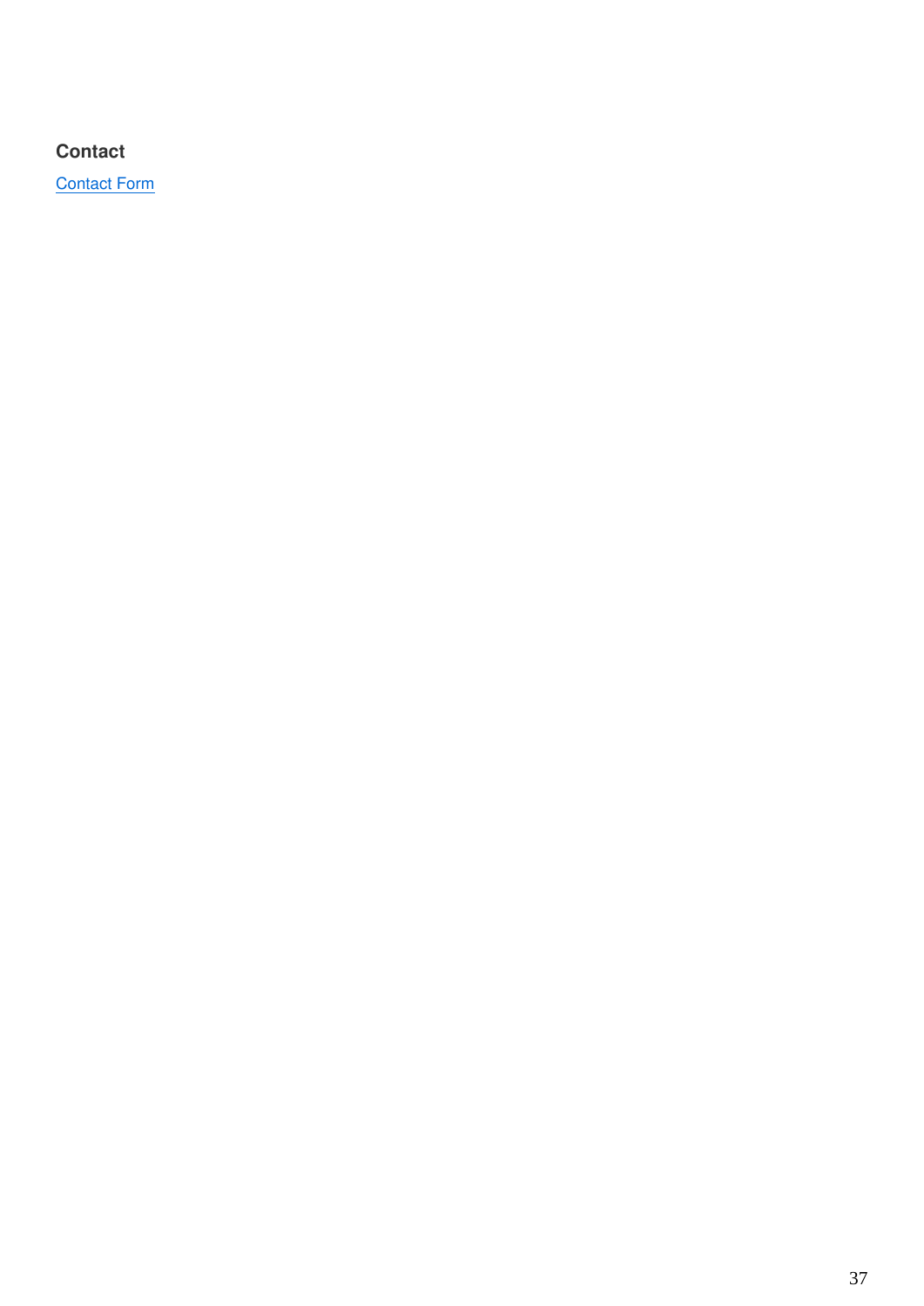### Contact

[Contact Form]